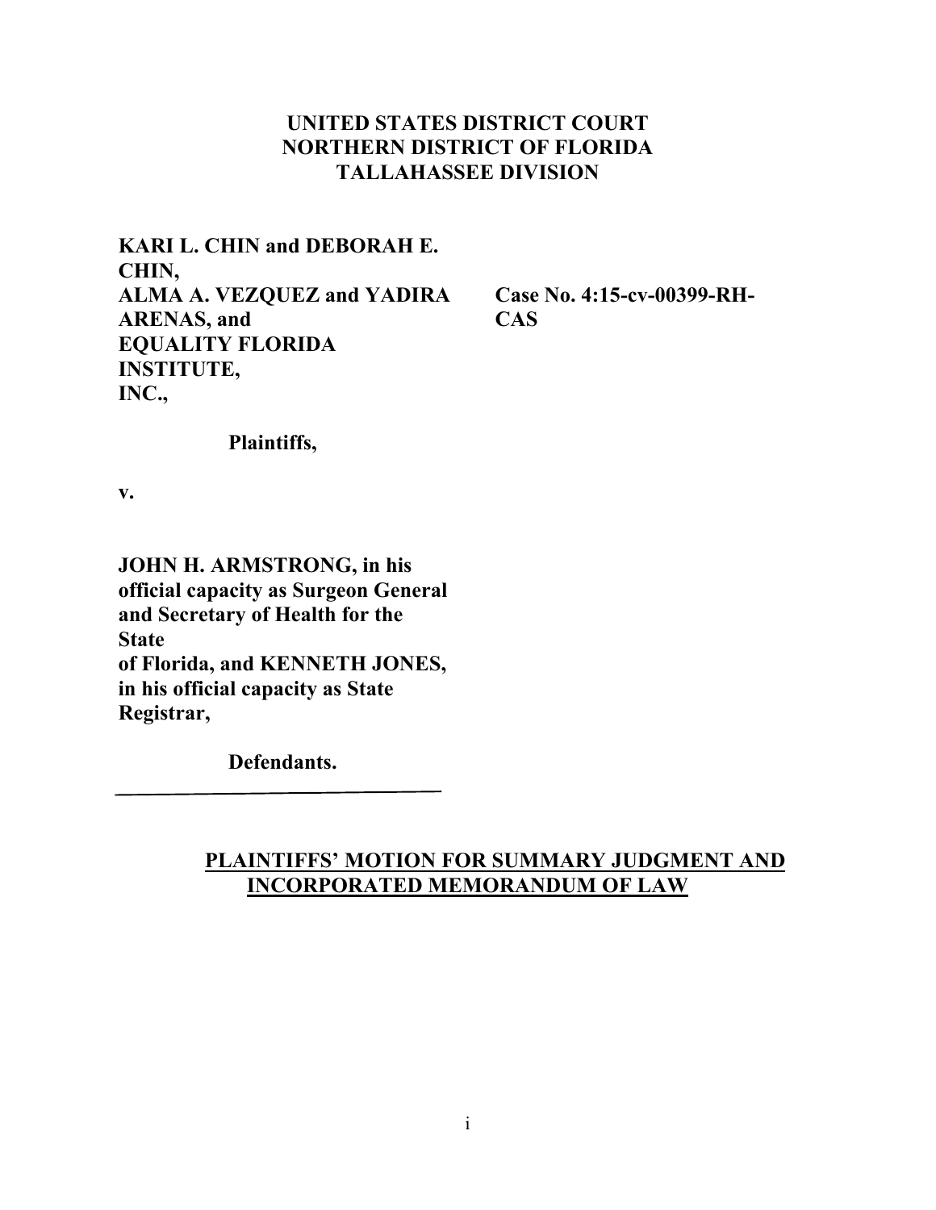**UNITED STATES DISTRICT COURT**
**NORTHERN DISTRICT OF FLORIDA**
**TALLAHASSEE DIVISION**

**KARI L. CHIN and DEBORAH E. CHIN,**
**ALMA A. VEZQUEZ and YADIRA ARENAS, and**
**EQUALITY FLORIDA INSTITUTE, INC.,**

**Case No. 4:15-cv-00399-RH-CAS**

**Plaintiffs,**

**v.**

**JOHN H. ARMSTRONG, in his official capacity as Surgeon General and Secretary of Health for the State of Florida, and KENNETH JONES, in his official capacity as State Registrar,**

**Defendants.**

---

**PLAINTIFFS' MOTION FOR SUMMARY JUDGMENT AND INCORPORATED MEMORANDUM OF LAW**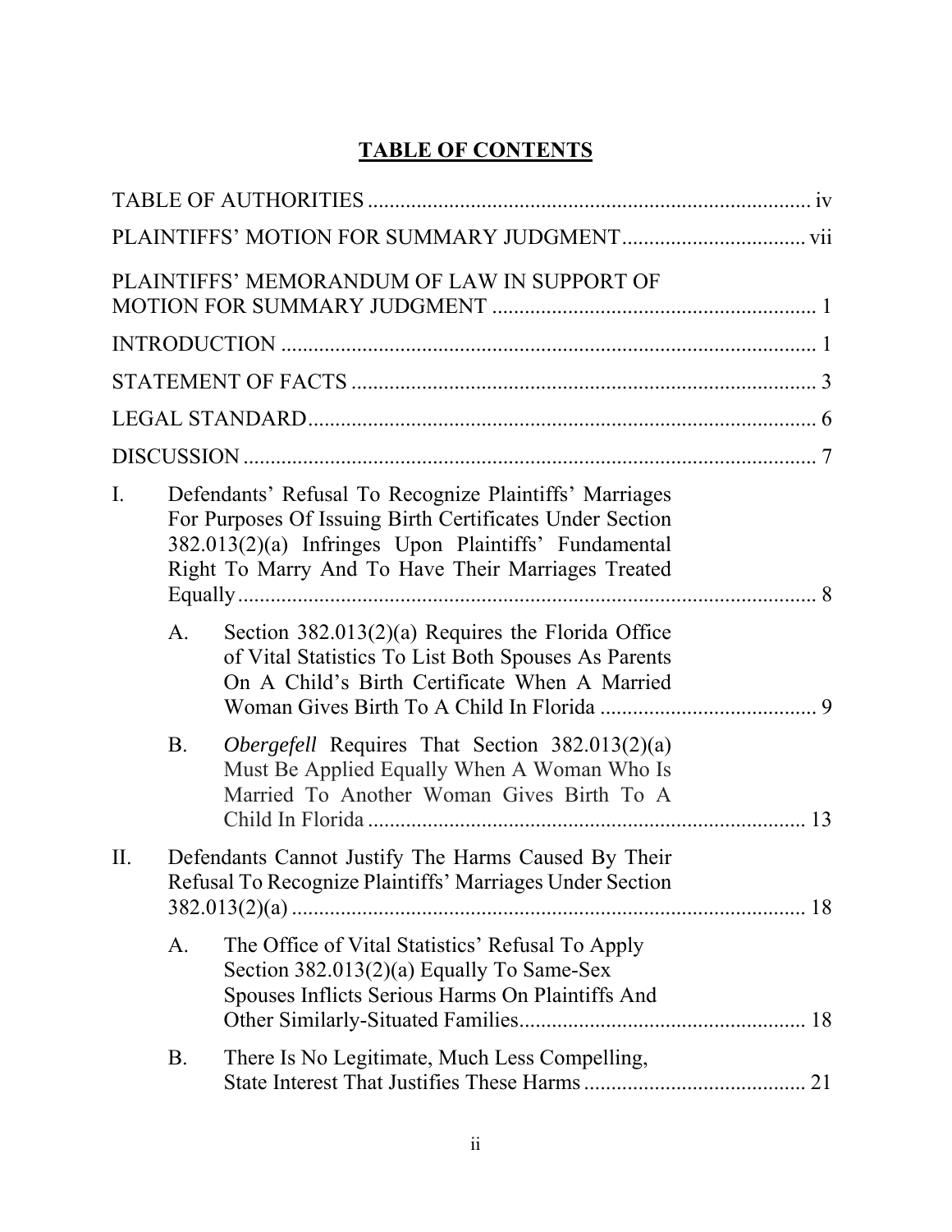# TABLE OF CONTENTS

TABLE OF AUTHORITIES .................................................................................. iv

PLAINTIFFS' MOTION FOR SUMMARY JUDGMENT.................................. vii

PLAINTIFFS' MEMORANDUM OF LAW IN SUPPORT OF MOTION FOR SUMMARY JUDGMENT ............................................................ 1

INTRODUCTION ................................................................................................... 1

STATEMENT OF FACTS ...................................................................................... 3

LEGAL STANDARD.............................................................................................. 6

DISCUSSION .......................................................................................................... 7

I. Defendants' Refusal To Recognize Plaintiffs' Marriages For Purposes Of Issuing Birth Certificates Under Section 382.013(2)(a) Infringes Upon Plaintiffs' Fundamental Right To Marry And To Have Their Marriages Treated Equally.......................................................................................................... 8

   A. Section 382.013(2)(a) Requires the Florida Office of Vital Statistics To List Both Spouses As Parents On A Child's Birth Certificate When A Married Woman Gives Birth To A Child In Florida ........................................ 9

   B. *Obergefell* Requires That Section 382.013(2)(a) Must Be Applied Equally When A Woman Who Is Married To Another Woman Gives Birth To A Child In Florida ................................................................................. 13

II. Defendants Cannot Justify The Harms Caused By Their Refusal To Recognize Plaintiffs' Marriages Under Section 382.013(2)(a) ................................................................................ 18

   A. The Office of Vital Statistics' Refusal To Apply Section 382.013(2)(a) Equally To Same-Sex Spouses Inflicts Serious Harms On Plaintiffs And Other Similarly-Situated Families..................................................... 18

   B. There Is No Legitimate, Much Less Compelling, State Interest That Justifies These Harms ......................................... 21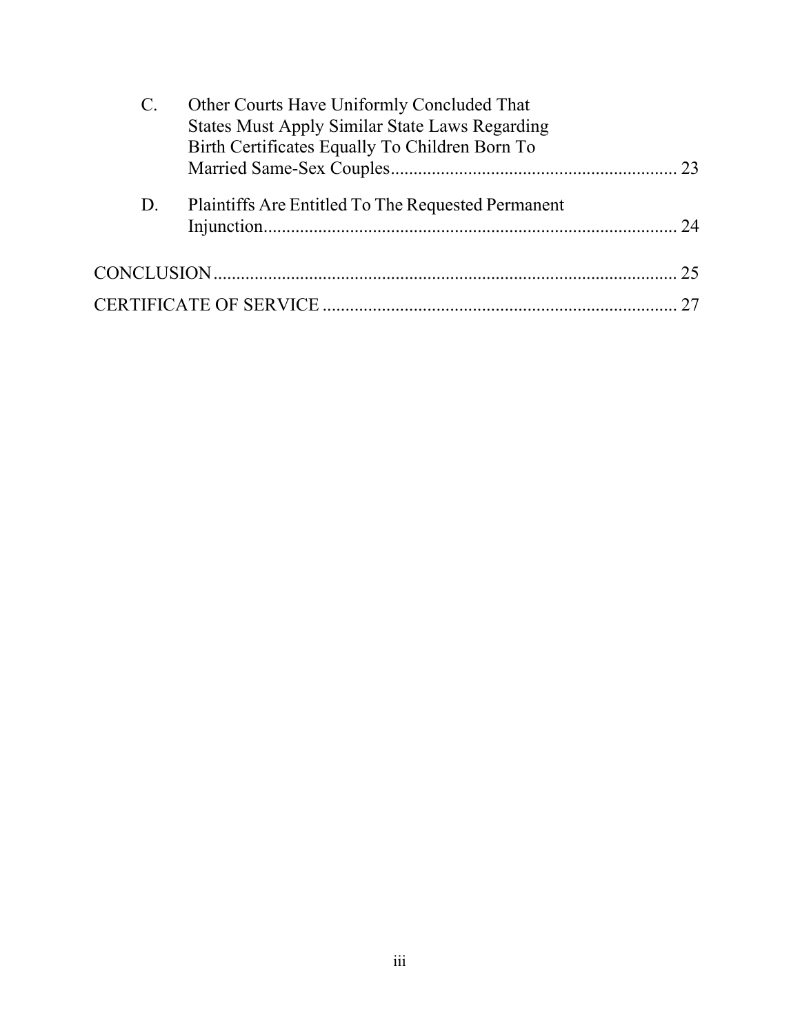C. Other Courts Have Uniformly Concluded That States Must Apply Similar State Laws Regarding Birth Certificates Equally To Children Born To Married Same-Sex Couples.............................................................. 23

D. Plaintiffs Are Entitled To The Requested Permanent Injunction.......................................................................................... 24

CONCLUSION...................................................................................................... 25

CERTIFICATE OF SERVICE .............................................................................. 27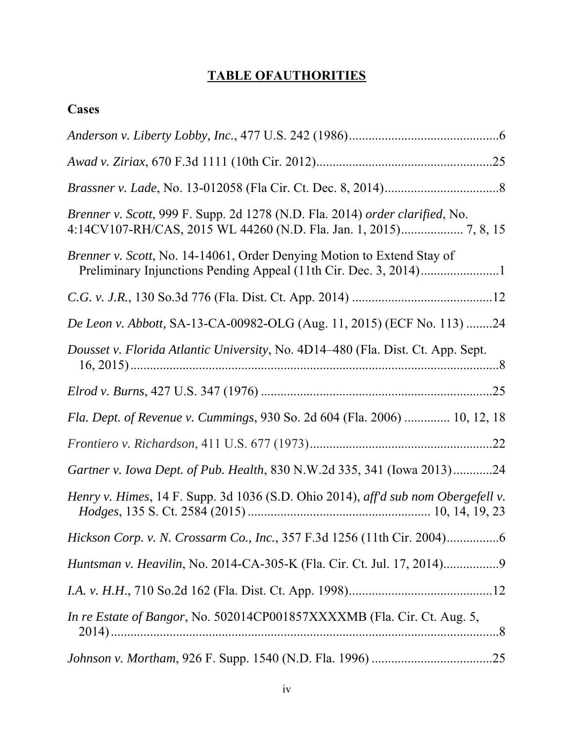# TABLE OFAUTHORITIES

## Cases

*Anderson v. Liberty Lobby, Inc.*, 477 U.S. 242 (1986)..............................................6

*Awad v. Ziriax*, 670 F.3d 1111 (10th Cir. 2012)......................................................25

*Brassner v. Lade*, No. 13-012058 (Fla Cir. Ct. Dec. 8, 2014)...................................8

*Brenner v. Scott*, 999 F. Supp. 2d 1278 (N.D. Fla. 2014) *order clarified*, No. 4:14CV107-RH/CAS, 2015 WL 44260 (N.D. Fla. Jan. 1, 2015).................. 7, 8, 15

*Brenner v. Scott*, No. 14-14061, Order Denying Motion to Extend Stay of Preliminary Injunctions Pending Appeal (11th Cir. Dec. 3, 2014)........................1

*C.G. v. J.R.*, 130 So.3d 776 (Fla. Dist. Ct. App. 2014) ...........................................12

*De Leon v. Abbott,* SA-13-CA-00982-OLG (Aug. 11, 2015) (ECF No. 113) ........24

*Dousset v. Florida Atlantic University*, No. 4D14–480 (Fla. Dist. Ct. App. Sept. 16, 2015).................................................................................................................8

*Elrod v. Burns*, 427 U.S. 347 (1976) .......................................................................25

*Fla. Dept. of Revenue v. Cummings*, 930 So. 2d 604 (Fla. 2006) ............. 10, 12, 18

*Frontiero v. Richardson*, 411 U.S. 677 (1973)........................................................22

*Gartner v. Iowa Dept. of Pub. Health*, 830 N.W.2d 335, 341 (Iowa 2013)............24

*Henry v. Himes*, 14 F. Supp. 3d 1036 (S.D. Ohio 2014), *aff'd sub nom Obergefell v. Hodges*, 135 S. Ct. 2584 (2015) ........................................................ 10, 14, 19, 23

*Hickson Corp. v. N. Crossarm Co., Inc.*, 357 F.3d 1256 (11th Cir. 2004)................6

*Huntsman v. Heavilin*, No. 2014-CA-305-K (Fla. Cir. Ct. Jul. 17, 2014).................9

*I.A. v. H.H.*, 710 So.2d 162 (Fla. Dist. Ct. App. 1998)............................................12

*In re Estate of Bangor*, No. 502014CP001857XXXXMB (Fla. Cir. Ct. Aug. 5, 2014).........................................................................................................................8

*Johnson v. Mortham*, 926 F. Supp. 1540 (N.D. Fla. 1996) .....................................25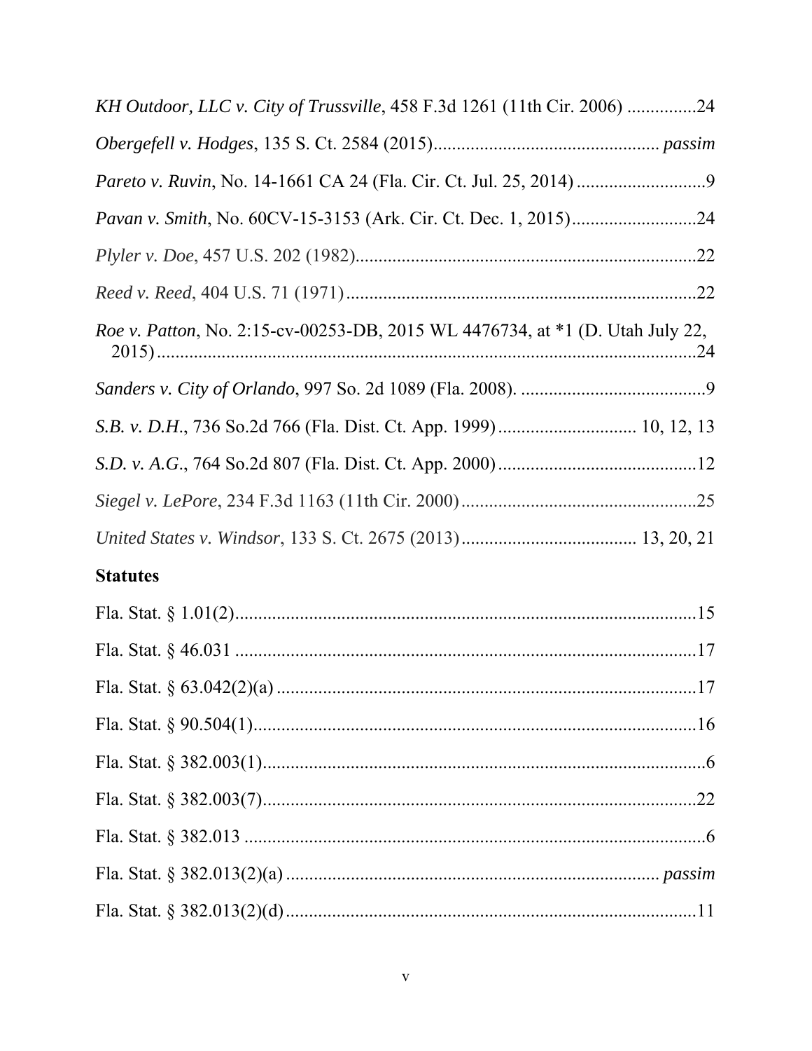*KH Outdoor, LLC v. City of Trussville*, 458 F.3d 1261 (11th Cir. 2006) ..............24

*Obergefell v. Hodges*, 135 S. Ct. 2584 (2015)................................................ *passim*

*Pareto v. Ruvin*, No. 14-1661 CA 24 (Fla. Cir. Ct. Jul. 25, 2014) ............................9

*Pavan v. Smith*, No. 60CV-15-3153 (Ark. Cir. Ct. Dec. 1, 2015)..........................24

*Plyler v. Doe*, 457 U.S. 202 (1982).........................................................................22

*Reed v. Reed*, 404 U.S. 71 (1971)...........................................................................22

*Roe v. Patton*, No. 2:15-cv-00253-DB, 2015 WL 4476734, at *1 (D. Utah July 22, 2015).......................................................................................................................24

*Sanders v. City of Orlando*, 997 So. 2d 1089 (Fla. 2008). ........................................9

*S.B. v. D.H.*, 736 So.2d 766 (Fla. Dist. Ct. App. 1999)............................. 10, 12, 13

*S.D. v. A.G.*, 764 So.2d 807 (Fla. Dist. Ct. App. 2000)...........................................12

*Siegel v. LePore*, 234 F.3d 1163 (11th Cir. 2000)...................................................25

*United States v. Windsor*, 133 S. Ct. 2675 (2013)..................................... 13, 20, 21

## Statutes

Fla. Stat. § 1.01(2)....................................................................................................15

Fla. Stat. § 46.031 ....................................................................................................17

Fla. Stat. § 63.042(2)(a) ...........................................................................................17

Fla. Stat. § 90.504(1).................................................................................................16

Fla. Stat. § 382.003(1)................................................................................................6

Fla. Stat. § 382.003(7)..............................................................................................22

Fla. Stat. § 382.013 ....................................................................................................6

Fla. Stat. § 382.013(2)(a) .............................................................................. *passim*

Fla. Stat. § 382.013(2)(d)..........................................................................................11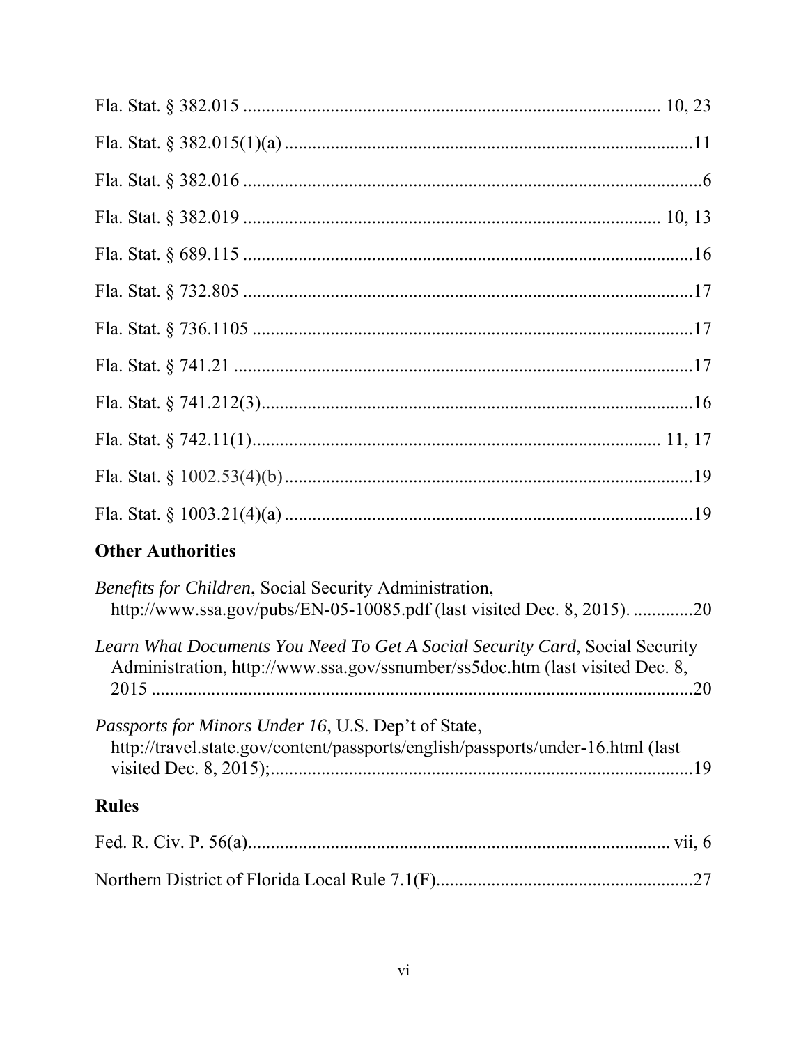Fla. Stat. § 382.015 .................................................................................... 10, 23

Fla. Stat. § 382.015(1)(a) .........................................................................................11

Fla. Stat. § 382.016 .....................................................................................................6

Fla. Stat. § 382.019 ......................................................................................... 10, 13

Fla. Stat. § 689.115 ...................................................................................................16

Fla. Stat. § 732.805 ...................................................................................................17

Fla. Stat. § 736.1105 .................................................................................................17

Fla. Stat. § 741.21 .....................................................................................................17

Fla. Stat. § 741.212(3)..............................................................................................16

Fla. Stat. § 742.11(1)...................................................................................... 11, 17

Fla. Stat. § 1002.53(4)(b).........................................................................................19

Fla. Stat. § 1003.21(4)(a) .........................................................................................19

## Other Authorities

*Benefits for Children*, Social Security Administration, http://www.ssa.gov/pubs/EN-05-10085.pdf (last visited Dec. 8, 2015). .............20

*Learn What Documents You Need To Get A Social Security Card*, Social Security Administration, http://www.ssa.gov/ssnumber/ss5doc.htm (last visited Dec. 8, 2015 ........................................................................................................................20

*Passports for Minors Under 16*, U.S. Dep't of State, http://travel.state.gov/content/passports/english/passports/under-16.html (last visited Dec. 8, 2015);............................................................................................19

## Rules

Fed. R. Civ. P. 56(a)............................................................................................ vii, 6

Northern District of Florida Local Rule 7.1(F)........................................................27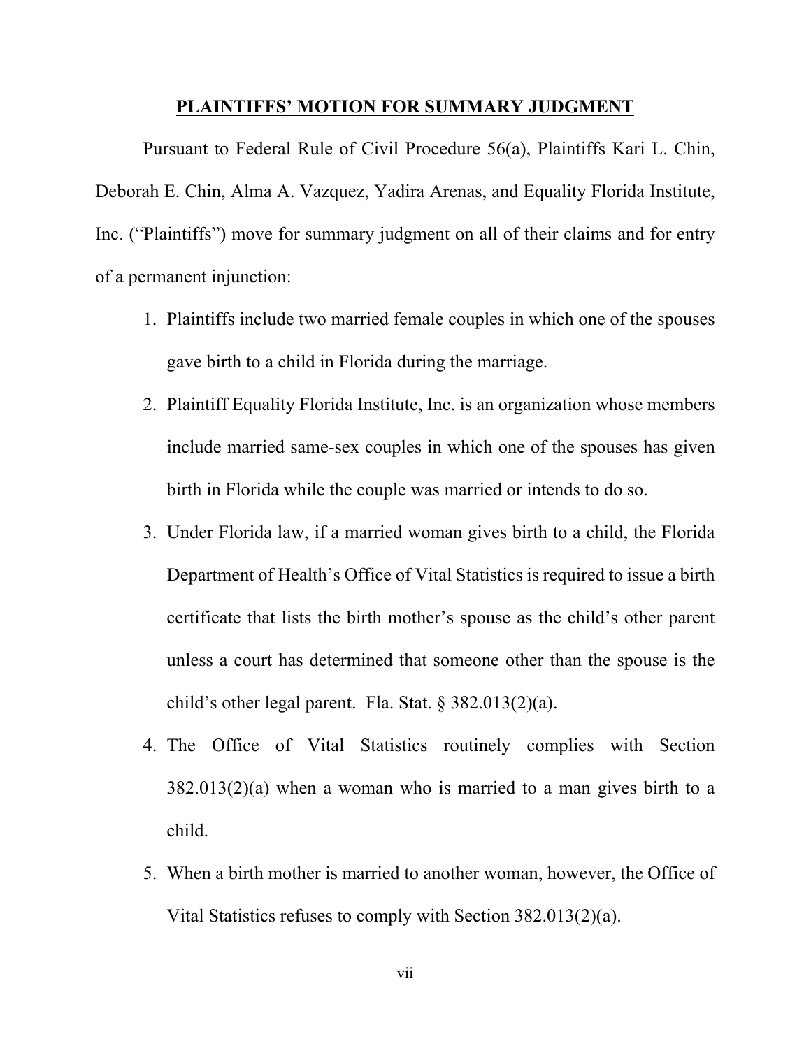## PLAINTIFFS' MOTION FOR SUMMARY JUDGMENT

Pursuant to Federal Rule of Civil Procedure 56(a), Plaintiffs Kari L. Chin, Deborah E. Chin, Alma A. Vazquez, Yadira Arenas, and Equality Florida Institute, Inc. ("Plaintiffs") move for summary judgment on all of their claims and for entry of a permanent injunction:

1. Plaintiffs include two married female couples in which one of the spouses gave birth to a child in Florida during the marriage.
2. Plaintiff Equality Florida Institute, Inc. is an organization whose members include married same-sex couples in which one of the spouses has given birth in Florida while the couple was married or intends to do so.
3. Under Florida law, if a married woman gives birth to a child, the Florida Department of Health's Office of Vital Statistics is required to issue a birth certificate that lists the birth mother's spouse as the child's other parent unless a court has determined that someone other than the spouse is the child's other legal parent. Fla. Stat. § 382.013(2)(a).
4. The Office of Vital Statistics routinely complies with Section 382.013(2)(a) when a woman who is married to a man gives birth to a child.
5. When a birth mother is married to another woman, however, the Office of Vital Statistics refuses to comply with Section 382.013(2)(a).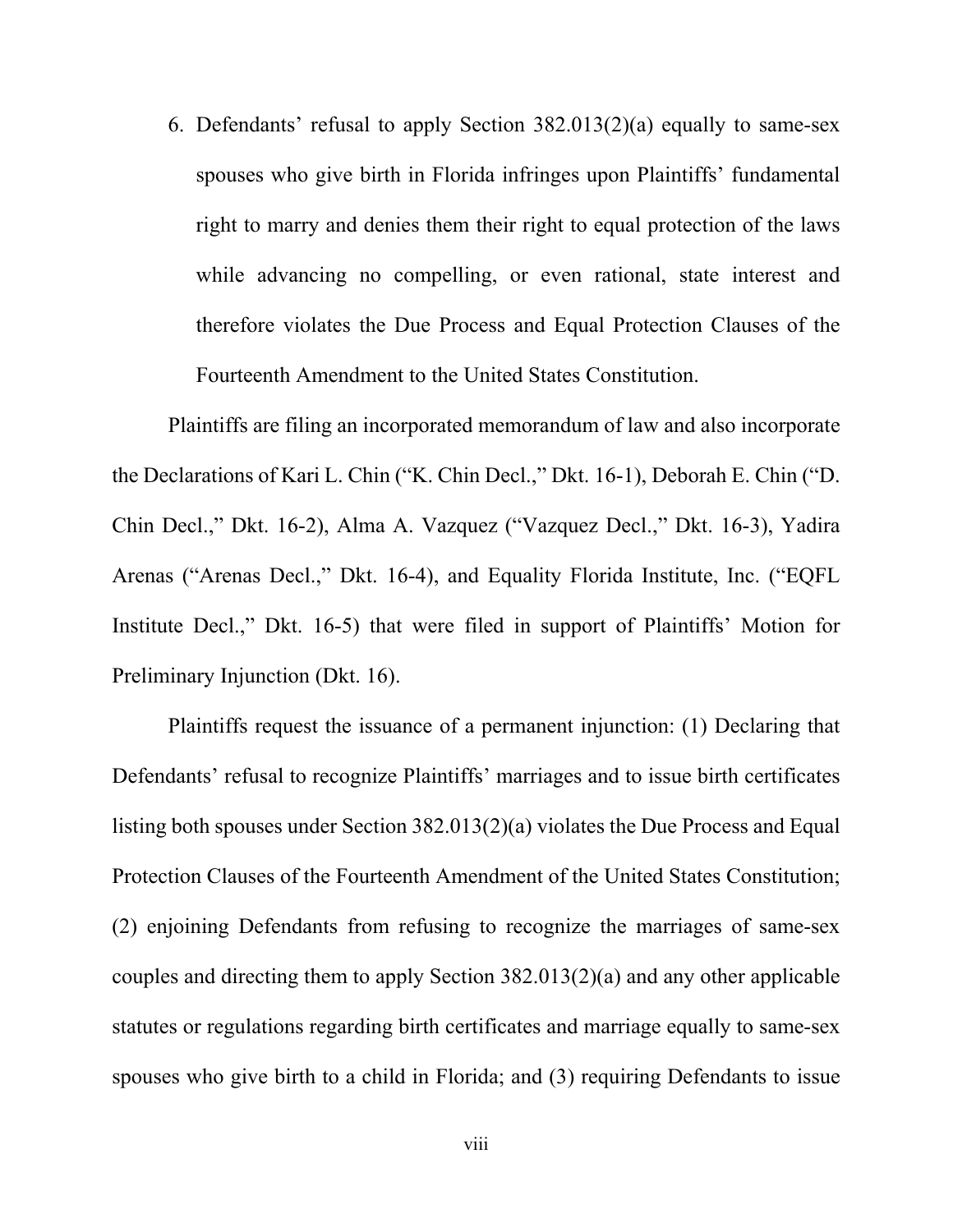6. Defendants' refusal to apply Section 382.013(2)(a) equally to same-sex spouses who give birth in Florida infringes upon Plaintiffs' fundamental right to marry and denies them their right to equal protection of the laws while advancing no compelling, or even rational, state interest and therefore violates the Due Process and Equal Protection Clauses of the Fourteenth Amendment to the United States Constitution.

Plaintiffs are filing an incorporated memorandum of law and also incorporate the Declarations of Kari L. Chin ("K. Chin Decl.," Dkt. 16-1), Deborah E. Chin ("D. Chin Decl.," Dkt. 16-2), Alma A. Vazquez ("Vazquez Decl.," Dkt. 16-3), Yadira Arenas ("Arenas Decl.," Dkt. 16-4), and Equality Florida Institute, Inc. ("EQFL Institute Decl.," Dkt. 16-5) that were filed in support of Plaintiffs' Motion for Preliminary Injunction (Dkt. 16).

Plaintiffs request the issuance of a permanent injunction: (1) Declaring that Defendants' refusal to recognize Plaintiffs' marriages and to issue birth certificates listing both spouses under Section 382.013(2)(a) violates the Due Process and Equal Protection Clauses of the Fourteenth Amendment of the United States Constitution; (2) enjoining Defendants from refusing to recognize the marriages of same-sex couples and directing them to apply Section 382.013(2)(a) and any other applicable statutes or regulations regarding birth certificates and marriage equally to same-sex spouses who give birth to a child in Florida; and (3) requiring Defendants to issue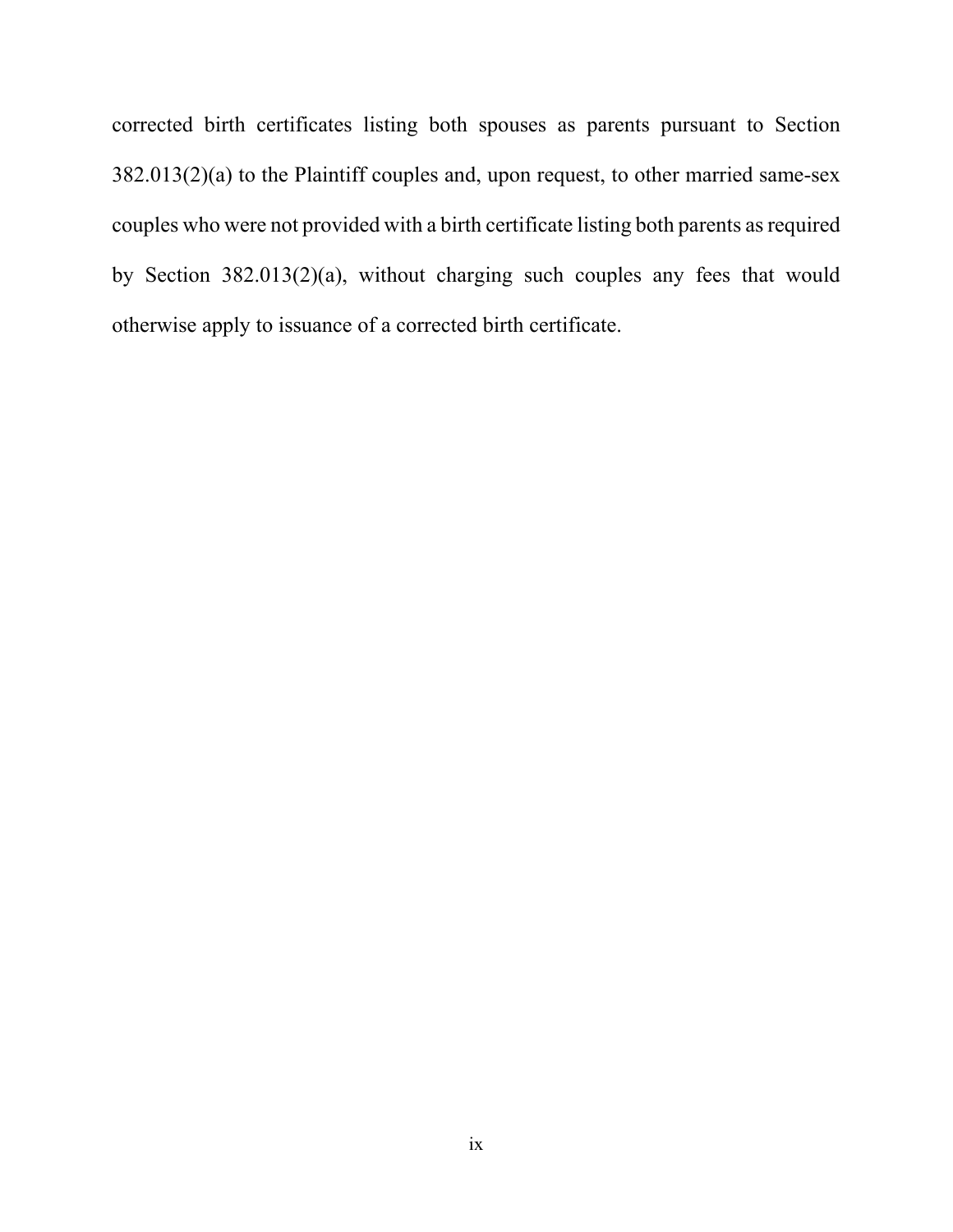corrected birth certificates listing both spouses as parents pursuant to Section 382.013(2)(a) to the Plaintiff couples and, upon request, to other married same-sex couples who were not provided with a birth certificate listing both parents as required by Section 382.013(2)(a), without charging such couples any fees that would otherwise apply to issuance of a corrected birth certificate.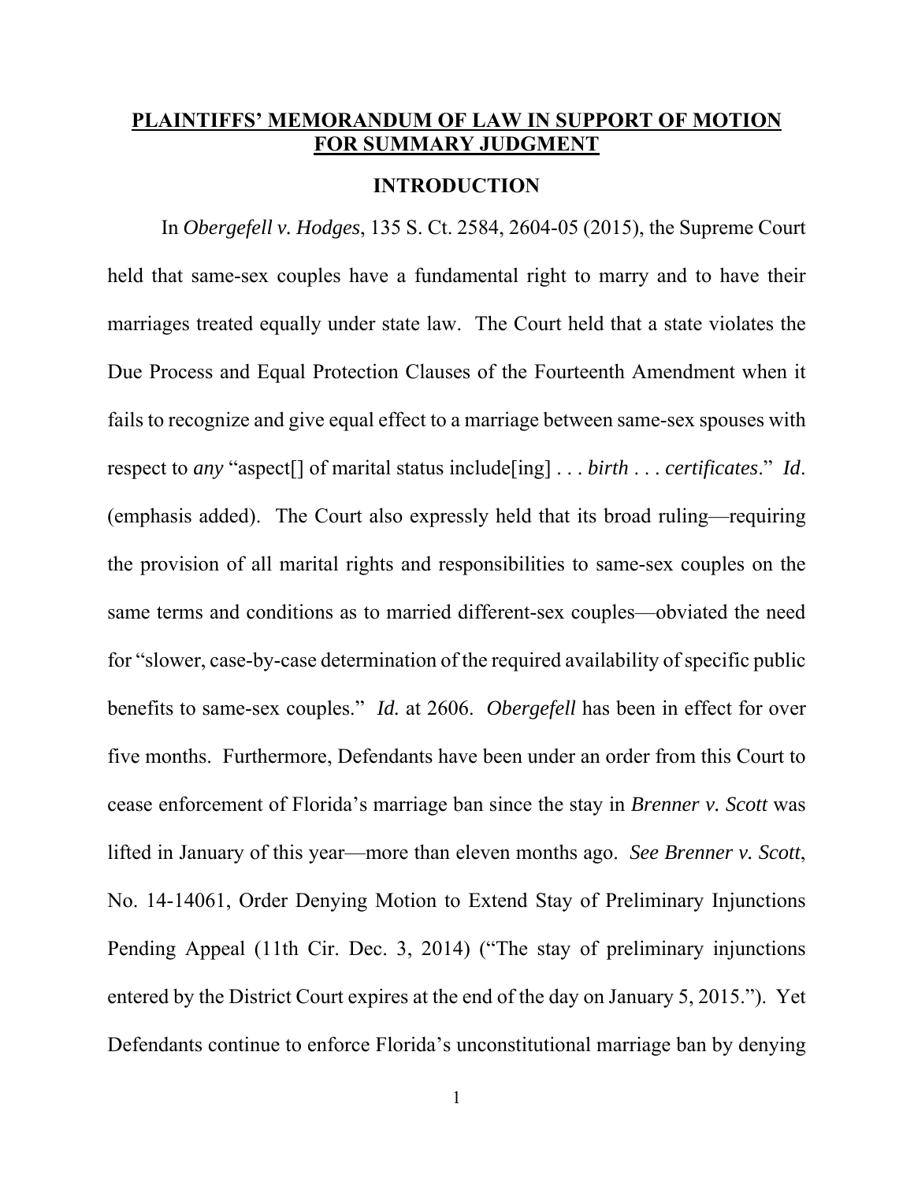# PLAINTIFFS' MEMORANDUM OF LAW IN SUPPORT OF MOTION FOR SUMMARY JUDGMENT

## INTRODUCTION

In *Obergefell v. Hodges*, 135 S. Ct. 2584, 2604-05 (2015), the Supreme Court held that same-sex couples have a fundamental right to marry and to have their marriages treated equally under state law. The Court held that a state violates the Due Process and Equal Protection Clauses of the Fourteenth Amendment when it fails to recognize and give equal effect to a marriage between same-sex spouses with respect to *any* "aspect[] of marital status include[ing] . . . *birth* . . . *certificates*." *Id*. (emphasis added). The Court also expressly held that its broad ruling—requiring the provision of all marital rights and responsibilities to same-sex couples on the same terms and conditions as to married different-sex couples—obviated the need for "slower, case-by-case determination of the required availability of specific public benefits to same-sex couples." *Id.* at 2606. *Obergefell* has been in effect for over five months. Furthermore, Defendants have been under an order from this Court to cease enforcement of Florida's marriage ban since the stay in *Brenner v. Scott* was lifted in January of this year—more than eleven months ago. *See Brenner v. Scott*, No. 14-14061, Order Denying Motion to Extend Stay of Preliminary Injunctions Pending Appeal (11th Cir. Dec. 3, 2014) ("The stay of preliminary injunctions entered by the District Court expires at the end of the day on January 5, 2015."). Yet Defendants continue to enforce Florida's unconstitutional marriage ban by denying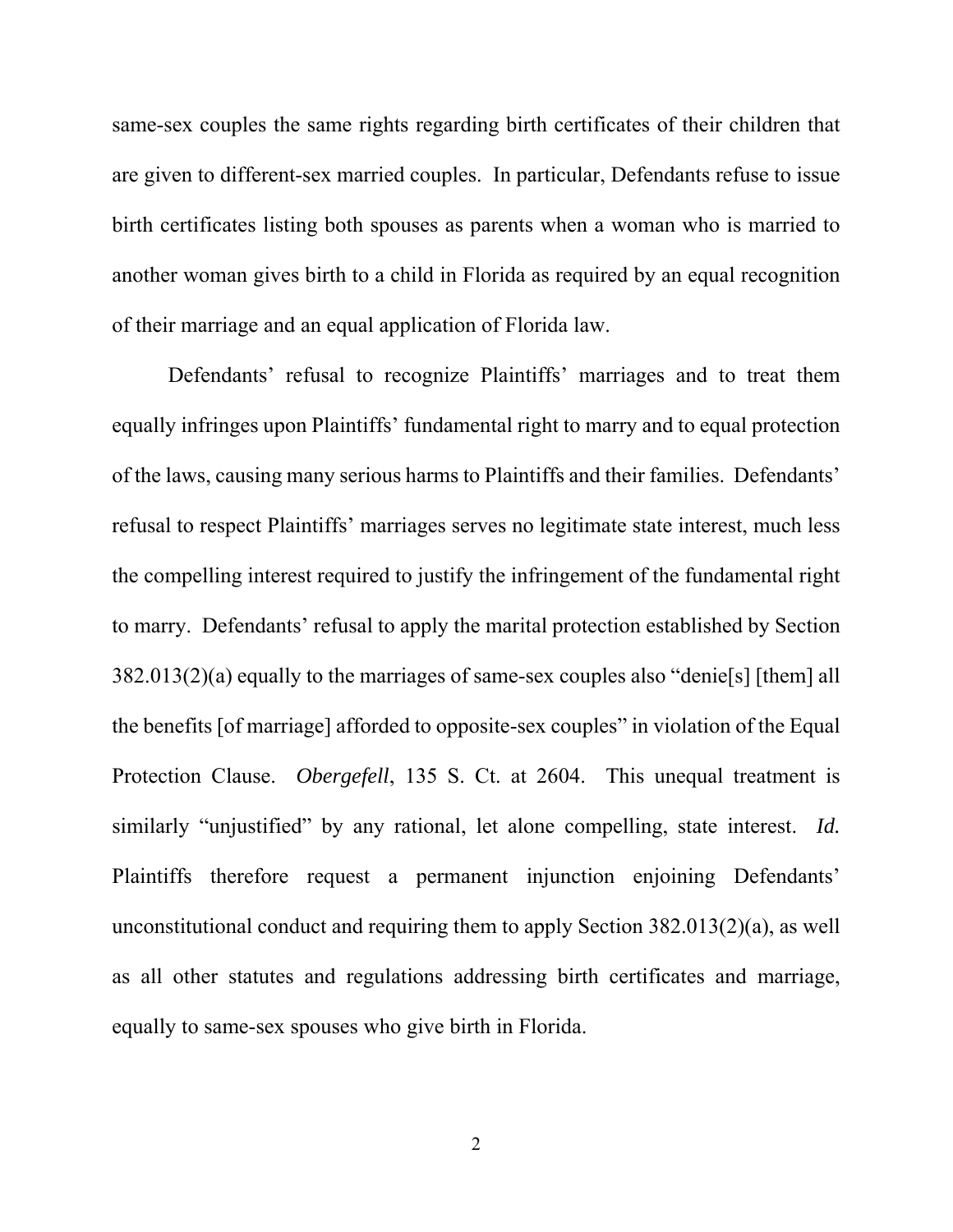same-sex couples the same rights regarding birth certificates of their children that are given to different-sex married couples. In particular, Defendants refuse to issue birth certificates listing both spouses as parents when a woman who is married to another woman gives birth to a child in Florida as required by an equal recognition of their marriage and an equal application of Florida law.

Defendants' refusal to recognize Plaintiffs' marriages and to treat them equally infringes upon Plaintiffs' fundamental right to marry and to equal protection of the laws, causing many serious harms to Plaintiffs and their families. Defendants' refusal to respect Plaintiffs' marriages serves no legitimate state interest, much less the compelling interest required to justify the infringement of the fundamental right to marry. Defendants' refusal to apply the marital protection established by Section 382.013(2)(a) equally to the marriages of same-sex couples also "denie[s] [them] all the benefits [of marriage] afforded to opposite-sex couples" in violation of the Equal Protection Clause. *Obergefell*, 135 S. Ct. at 2604. This unequal treatment is similarly "unjustified" by any rational, let alone compelling, state interest. *Id.* Plaintiffs therefore request a permanent injunction enjoining Defendants' unconstitutional conduct and requiring them to apply Section 382.013(2)(a), as well as all other statutes and regulations addressing birth certificates and marriage, equally to same-sex spouses who give birth in Florida.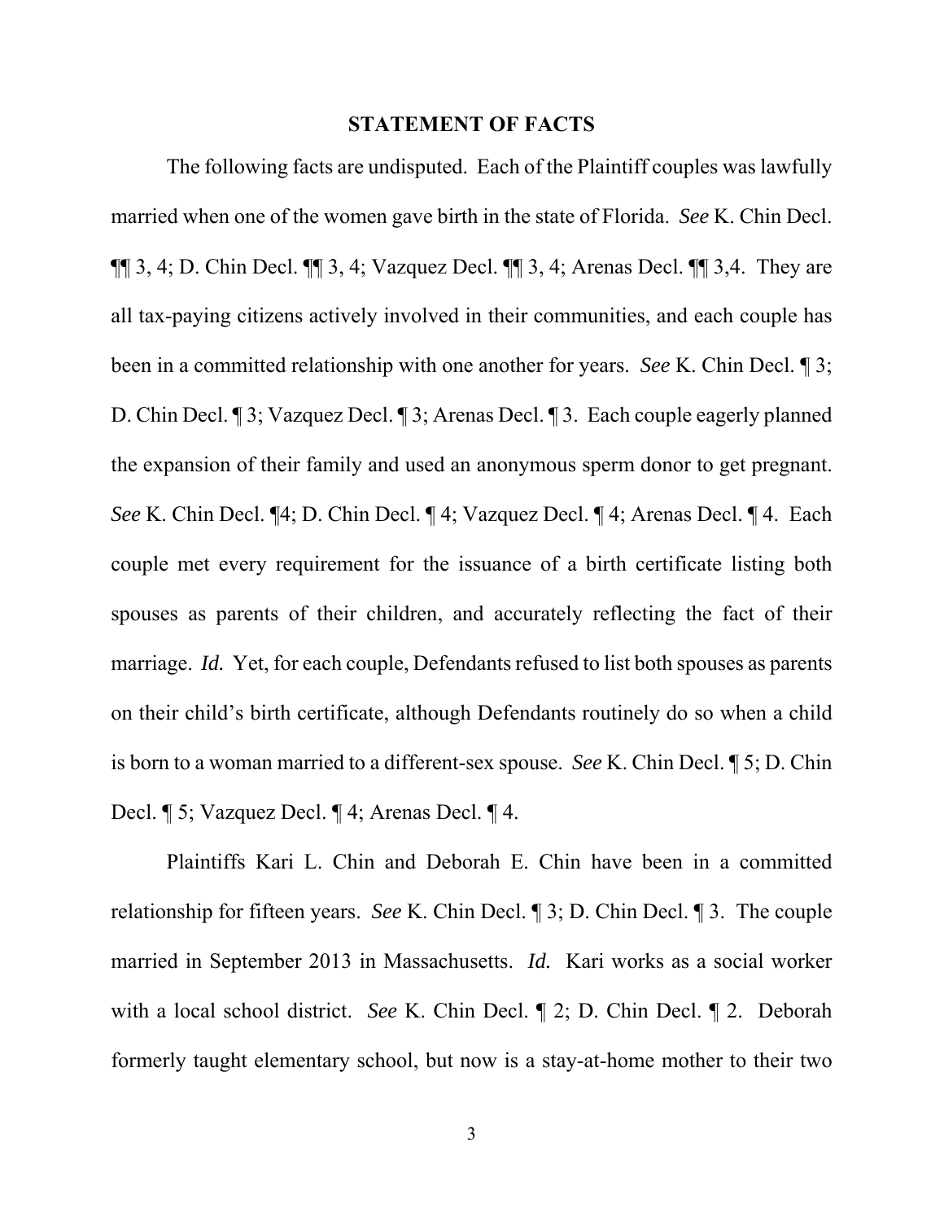## STATEMENT OF FACTS

The following facts are undisputed. Each of the Plaintiff couples was lawfully married when one of the women gave birth in the state of Florida. *See* K. Chin Decl. ¶¶ 3, 4; D. Chin Decl. ¶¶ 3, 4; Vazquez Decl. ¶¶ 3, 4; Arenas Decl. ¶¶ 3,4. They are all tax-paying citizens actively involved in their communities, and each couple has been in a committed relationship with one another for years. *See* K. Chin Decl. ¶ 3; D. Chin Decl. ¶ 3; Vazquez Decl. ¶ 3; Arenas Decl. ¶ 3. Each couple eagerly planned the expansion of their family and used an anonymous sperm donor to get pregnant. *See* K. Chin Decl. ¶4; D. Chin Decl. ¶ 4; Vazquez Decl. ¶ 4; Arenas Decl. ¶ 4. Each couple met every requirement for the issuance of a birth certificate listing both spouses as parents of their children, and accurately reflecting the fact of their marriage. *Id.* Yet, for each couple, Defendants refused to list both spouses as parents on their child's birth certificate, although Defendants routinely do so when a child is born to a woman married to a different-sex spouse. *See* K. Chin Decl. ¶ 5; D. Chin Decl. ¶ 5; Vazquez Decl. ¶ 4; Arenas Decl. ¶ 4.

Plaintiffs Kari L. Chin and Deborah E. Chin have been in a committed relationship for fifteen years. *See* K. Chin Decl. ¶ 3; D. Chin Decl. ¶ 3. The couple married in September 2013 in Massachusetts. *Id.* Kari works as a social worker with a local school district. *See* K. Chin Decl. ¶ 2; D. Chin Decl. ¶ 2. Deborah formerly taught elementary school, but now is a stay-at-home mother to their two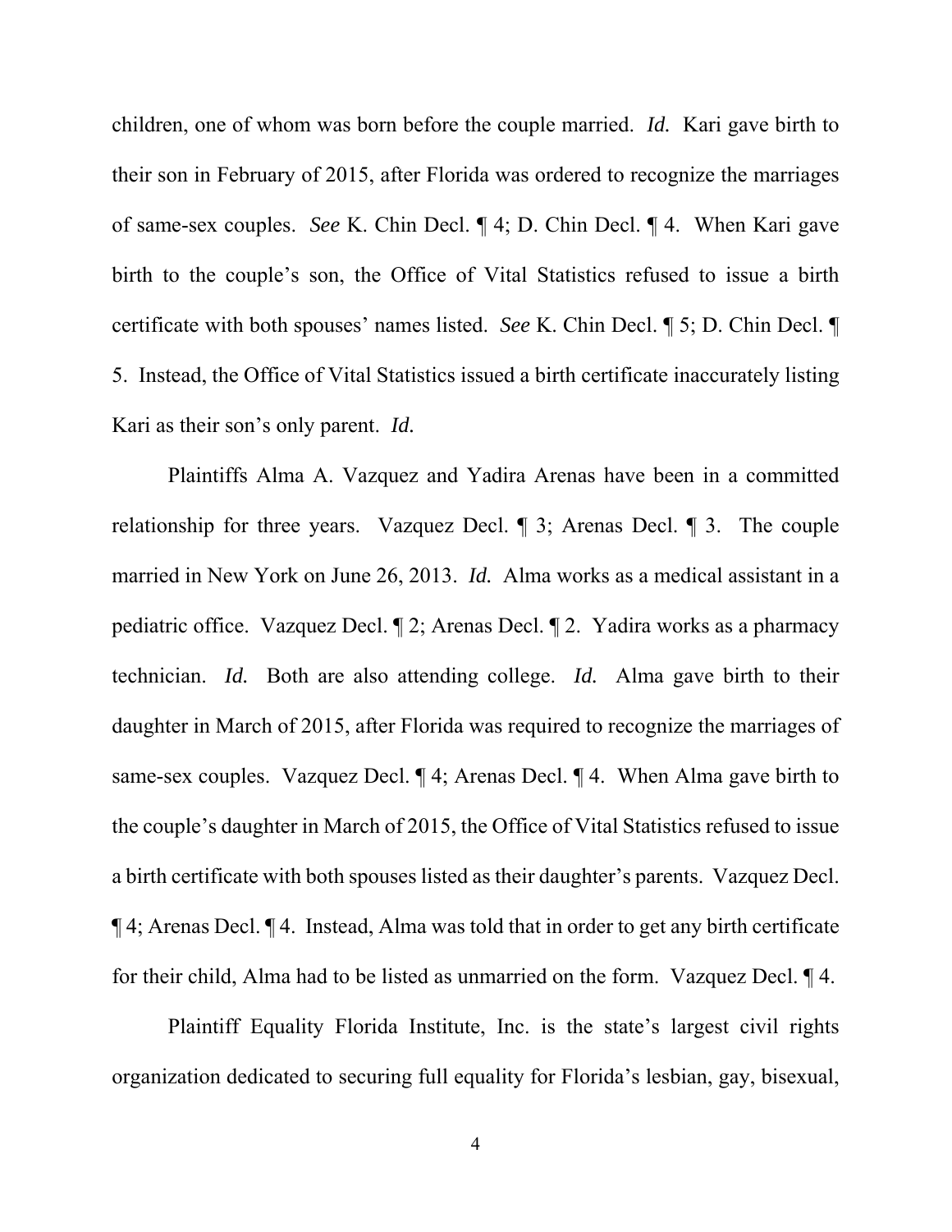children, one of whom was born before the couple married. *Id.* Kari gave birth to their son in February of 2015, after Florida was ordered to recognize the marriages of same-sex couples. *See* K. Chin Decl. ¶ 4; D. Chin Decl. ¶ 4. When Kari gave birth to the couple's son, the Office of Vital Statistics refused to issue a birth certificate with both spouses' names listed. *See* K. Chin Decl. ¶ 5; D. Chin Decl. ¶ 5. Instead, the Office of Vital Statistics issued a birth certificate inaccurately listing Kari as their son's only parent. *Id.*

Plaintiffs Alma A. Vazquez and Yadira Arenas have been in a committed relationship for three years. Vazquez Decl. ¶ 3; Arenas Decl. ¶ 3. The couple married in New York on June 26, 2013. *Id.* Alma works as a medical assistant in a pediatric office. Vazquez Decl. ¶ 2; Arenas Decl. ¶ 2. Yadira works as a pharmacy technician. *Id.* Both are also attending college. *Id.* Alma gave birth to their daughter in March of 2015, after Florida was required to recognize the marriages of same-sex couples. Vazquez Decl. ¶ 4; Arenas Decl. ¶ 4. When Alma gave birth to the couple's daughter in March of 2015, the Office of Vital Statistics refused to issue a birth certificate with both spouses listed as their daughter's parents. Vazquez Decl. ¶ 4; Arenas Decl. ¶ 4. Instead, Alma was told that in order to get any birth certificate for their child, Alma had to be listed as unmarried on the form. Vazquez Decl. ¶ 4.

Plaintiff Equality Florida Institute, Inc. is the state's largest civil rights organization dedicated to securing full equality for Florida's lesbian, gay, bisexual,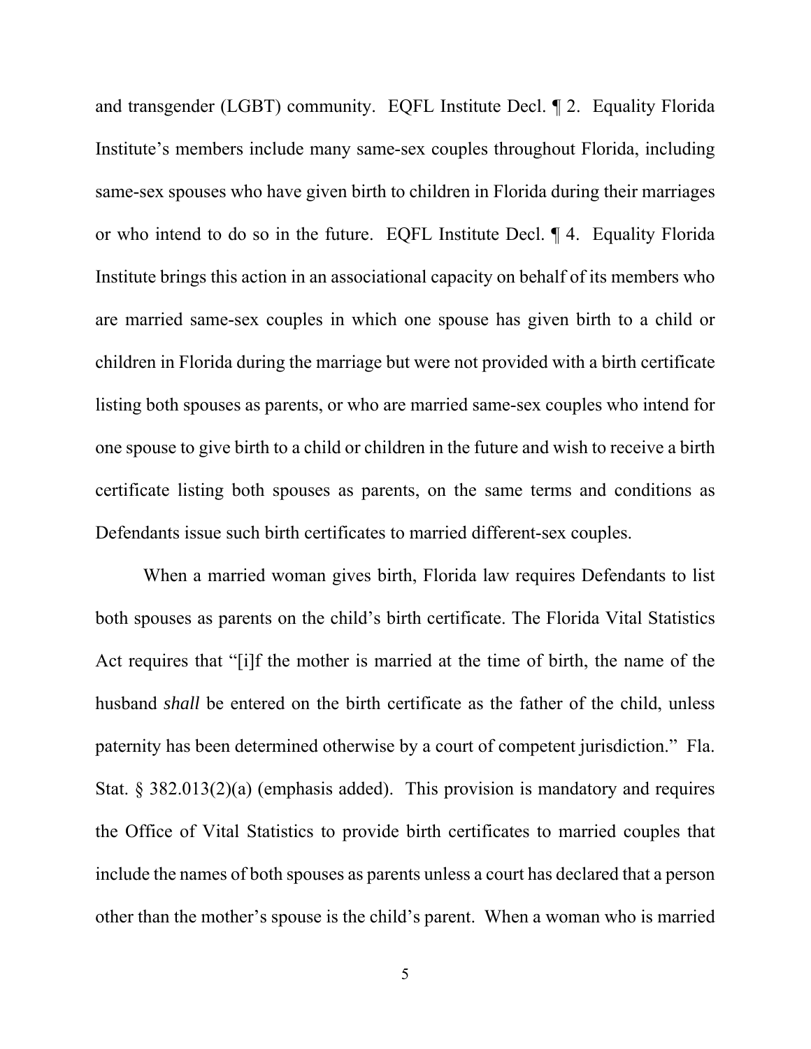and transgender (LGBT) community. EQFL Institute Decl. ¶ 2. Equality Florida Institute's members include many same-sex couples throughout Florida, including same-sex spouses who have given birth to children in Florida during their marriages or who intend to do so in the future. EQFL Institute Decl. ¶ 4. Equality Florida Institute brings this action in an associational capacity on behalf of its members who are married same-sex couples in which one spouse has given birth to a child or children in Florida during the marriage but were not provided with a birth certificate listing both spouses as parents, or who are married same-sex couples who intend for one spouse to give birth to a child or children in the future and wish to receive a birth certificate listing both spouses as parents, on the same terms and conditions as Defendants issue such birth certificates to married different-sex couples.

When a married woman gives birth, Florida law requires Defendants to list both spouses as parents on the child's birth certificate. The Florida Vital Statistics Act requires that "[i]f the mother is married at the time of birth, the name of the husband *shall* be entered on the birth certificate as the father of the child, unless paternity has been determined otherwise by a court of competent jurisdiction." Fla. Stat. § 382.013(2)(a) (emphasis added). This provision is mandatory and requires the Office of Vital Statistics to provide birth certificates to married couples that include the names of both spouses as parents unless a court has declared that a person other than the mother's spouse is the child's parent. When a woman who is married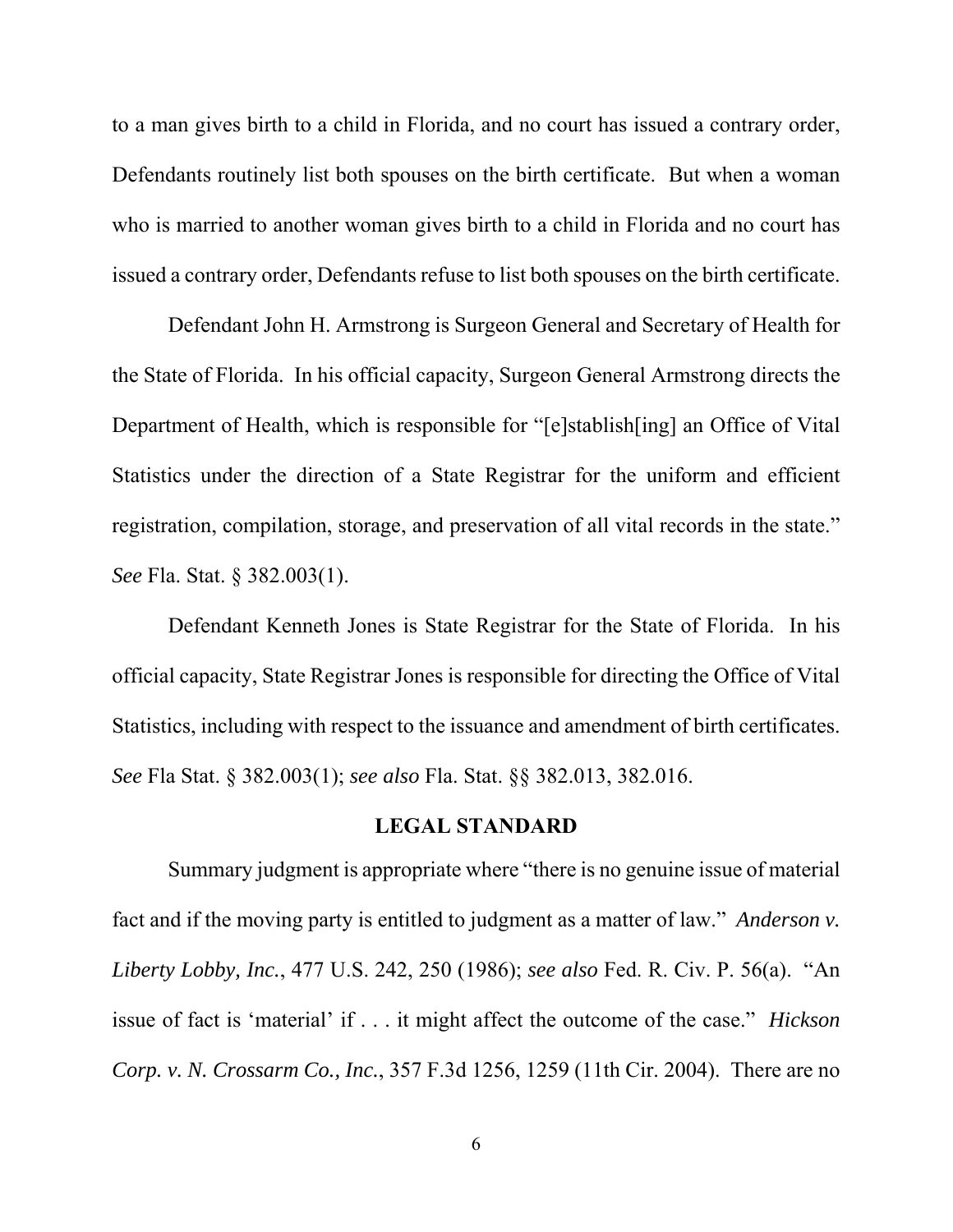to a man gives birth to a child in Florida, and no court has issued a contrary order, Defendants routinely list both spouses on the birth certificate. But when a woman who is married to another woman gives birth to a child in Florida and no court has issued a contrary order, Defendants refuse to list both spouses on the birth certificate.

Defendant John H. Armstrong is Surgeon General and Secretary of Health for the State of Florida. In his official capacity, Surgeon General Armstrong directs the Department of Health, which is responsible for "[e]stablish[ing] an Office of Vital Statistics under the direction of a State Registrar for the uniform and efficient registration, compilation, storage, and preservation of all vital records in the state." *See* Fla. Stat. § 382.003(1).

Defendant Kenneth Jones is State Registrar for the State of Florida. In his official capacity, State Registrar Jones is responsible for directing the Office of Vital Statistics, including with respect to the issuance and amendment of birth certificates. *See* Fla Stat. § 382.003(1); *see also* Fla. Stat. §§ 382.013, 382.016.

## LEGAL STANDARD

Summary judgment is appropriate where "there is no genuine issue of material fact and if the moving party is entitled to judgment as a matter of law." *Anderson v. Liberty Lobby, Inc.*, 477 U.S. 242, 250 (1986); *see also* Fed. R. Civ. P. 56(a). "An issue of fact is 'material' if . . . it might affect the outcome of the case." *Hickson Corp. v. N. Crossarm Co., Inc.*, 357 F.3d 1256, 1259 (11th Cir. 2004). There are no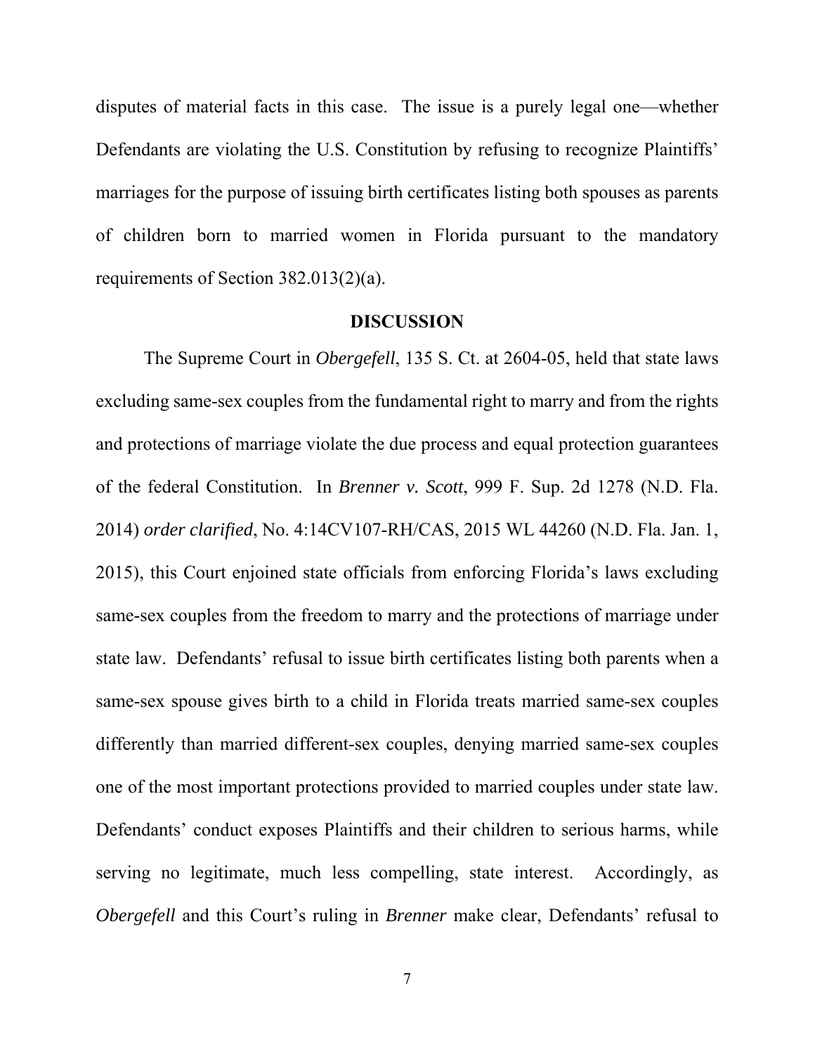disputes of material facts in this case. The issue is a purely legal one—whether Defendants are violating the U.S. Constitution by refusing to recognize Plaintiffs' marriages for the purpose of issuing birth certificates listing both spouses as parents of children born to married women in Florida pursuant to the mandatory requirements of Section 382.013(2)(a).

## DISCUSSION

The Supreme Court in *Obergefell*, 135 S. Ct. at 2604-05, held that state laws excluding same-sex couples from the fundamental right to marry and from the rights and protections of marriage violate the due process and equal protection guarantees of the federal Constitution. In *Brenner v. Scott*, 999 F. Supp. 2d 1278 (N.D. Fla. 2014) *order clarified*, No. 4:14CV107-RH/CAS, 2015 WL 44260 (N.D. Fla. Jan. 1, 2015), this Court enjoined state officials from enforcing Florida's laws excluding same-sex couples from the freedom to marry and the protections of marriage under state law. Defendants' refusal to issue birth certificates listing both parents when a same-sex spouse gives birth to a child in Florida treats married same-sex couples differently than married different-sex couples, denying married same-sex couples one of the most important protections provided to married couples under state law. Defendants' conduct exposes Plaintiffs and their children to serious harms, while serving no legitimate, much less compelling, state interest. Accordingly, as *Obergefell* and this Court's ruling in *Brenner* make clear, Defendants' refusal to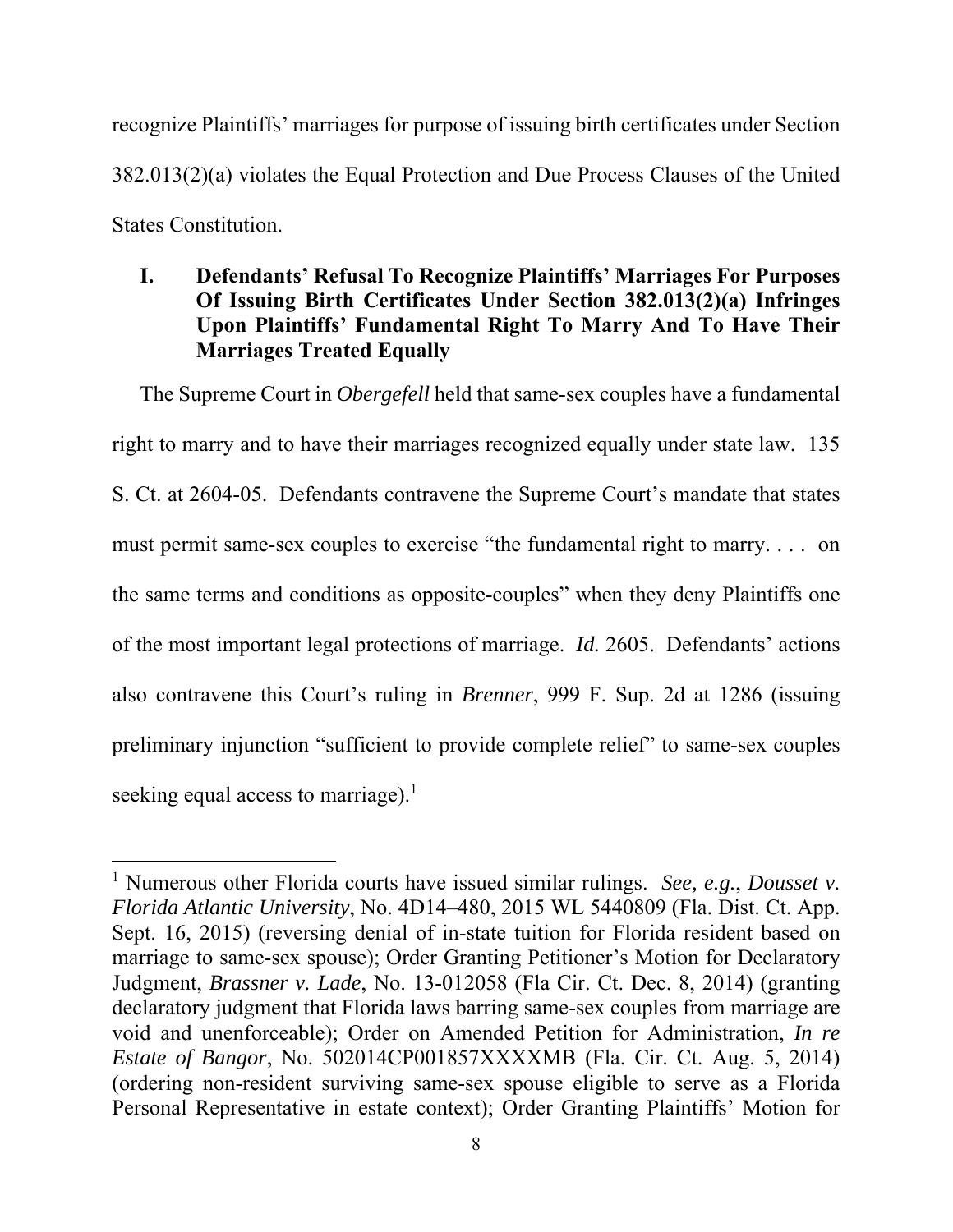recognize Plaintiffs' marriages for purpose of issuing birth certificates under Section 382.013(2)(a) violates the Equal Protection and Due Process Clauses of the United States Constitution.

## I. Defendants' Refusal To Recognize Plaintiffs' Marriages For Purposes Of Issuing Birth Certificates Under Section 382.013(2)(a) Infringes Upon Plaintiffs' Fundamental Right To Marry And To Have Their Marriages Treated Equally

The Supreme Court in *Obergefell* held that same-sex couples have a fundamental right to marry and to have their marriages recognized equally under state law. 135 S. Ct. at 2604-05. Defendants contravene the Supreme Court's mandate that states must permit same-sex couples to exercise "the fundamental right to marry. . . . on the same terms and conditions as opposite-couples" when they deny Plaintiffs one of the most important legal protections of marriage. *Id.* 2605. Defendants' actions also contravene this Court's ruling in *Brenner*, 999 F. Sup. 2d at 1286 (issuing preliminary injunction "sufficient to provide complete relief" to same-sex couples seeking equal access to marriage).[1]

[1] Numerous other Florida courts have issued similar rulings. *See, e.g.*, *Dousset v. Florida Atlantic University*, No. 4D14–480, 2015 WL 5440809 (Fla. Dist. Ct. App. Sept. 16, 2015) (reversing denial of in-state tuition for Florida resident based on marriage to same-sex spouse); Order Granting Petitioner's Motion for Declaratory Judgment, *Brassner v. Lade*, No. 13-012058 (Fla Cir. Ct. Dec. 8, 2014) (granting declaratory judgment that Florida laws barring same-sex couples from marriage are void and unenforceable); Order on Amended Petition for Administration, *In re Estate of Bangor*, No. 502014CP001857XXXXMB (Fla. Cir. Ct. Aug. 5, 2014) (ordering non-resident surviving same-sex spouse eligible to serve as a Florida Personal Representative in estate context); Order Granting Plaintiffs' Motion for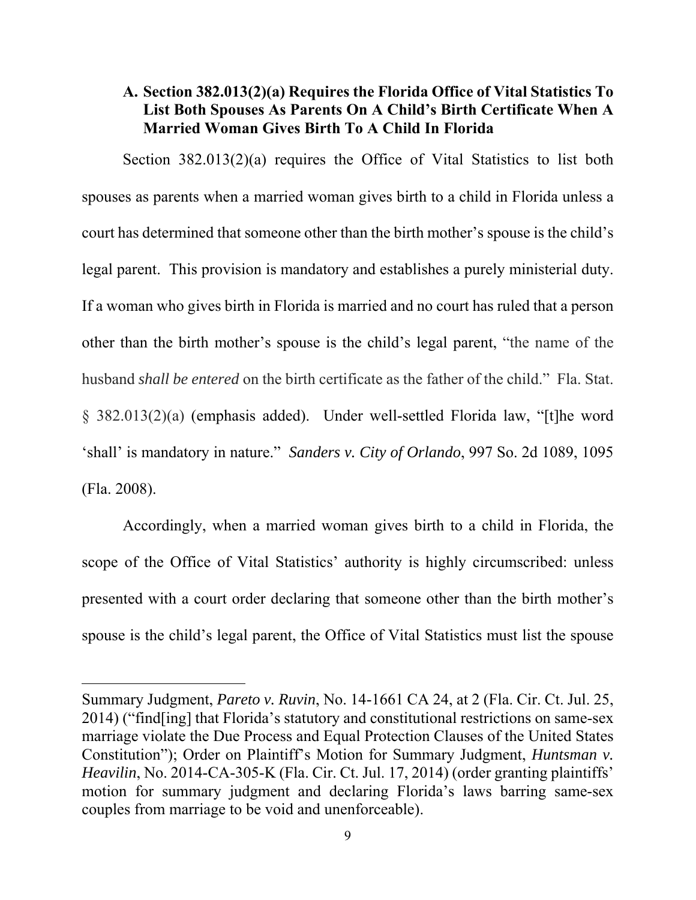### A. Section 382.013(2)(a) Requires the Florida Office of Vital Statistics To List Both Spouses As Parents On A Child's Birth Certificate When A Married Woman Gives Birth To A Child In Florida

Section 382.013(2)(a) requires the Office of Vital Statistics to list both spouses as parents when a married woman gives birth to a child in Florida unless a court has determined that someone other than the birth mother's spouse is the child's legal parent. This provision is mandatory and establishes a purely ministerial duty. If a woman who gives birth in Florida is married and no court has ruled that a person other than the birth mother's spouse is the child's legal parent, "the name of the husband *shall be entered* on the birth certificate as the father of the child." Fla. Stat. § 382.013(2)(a) (emphasis added). Under well-settled Florida law, "[t]he word 'shall' is mandatory in nature." *Sanders v. City of Orlando*, 997 So. 2d 1089, 1095 (Fla. 2008).

Accordingly, when a married woman gives birth to a child in Florida, the scope of the Office of Vital Statistics' authority is highly circumscribed: unless presented with a court order declaring that someone other than the birth mother's spouse is the child's legal parent, the Office of Vital Statistics must list the spouse

---

Summary Judgment, *Pareto v. Ruvin*, No. 14-1661 CA 24, at 2 (Fla. Cir. Ct. Jul. 25, 2014) ("find[ing] that Florida's statutory and constitutional restrictions on same-sex marriage violate the Due Process and Equal Protection Clauses of the United States Constitution"); Order on Plaintiff's Motion for Summary Judgment, *Huntsman v. Heavilin*, No. 2014-CA-305-K (Fla. Cir. Ct. Jul. 17, 2014) (order granting plaintiffs' motion for summary judgment and declaring Florida's laws barring same-sex couples from marriage to be void and unenforceable).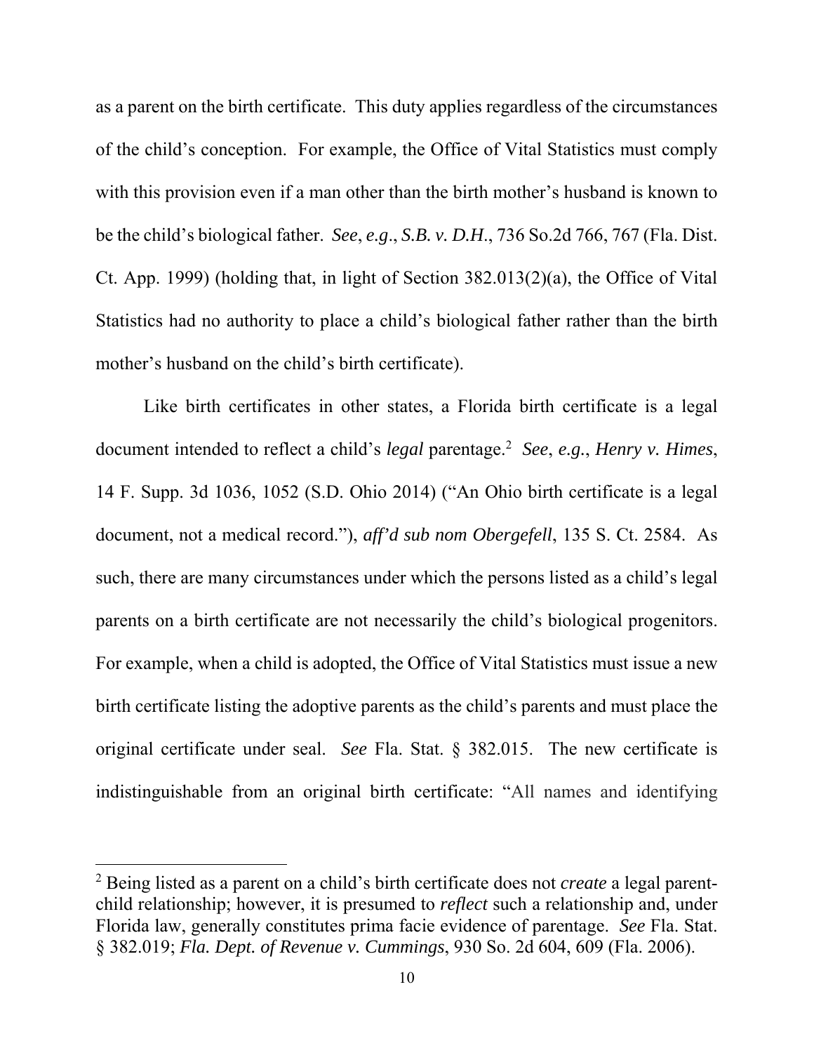as a parent on the birth certificate. This duty applies regardless of the circumstances of the child's conception. For example, the Office of Vital Statistics must comply with this provision even if a man other than the birth mother's husband is known to be the child's biological father. *See*, *e.g*., *S.B. v. D.H.*, 736 So.2d 766, 767 (Fla. Dist. Ct. App. 1999) (holding that, in light of Section 382.013(2)(a), the Office of Vital Statistics had no authority to place a child's biological father rather than the birth mother's husband on the child's birth certificate).

Like birth certificates in other states, a Florida birth certificate is a legal document intended to reflect a child's *legal* parentage.[2] *See*, *e.g*., *Henry v. Himes*, 14 F. Supp. 3d 1036, 1052 (S.D. Ohio 2014) ("An Ohio birth certificate is a legal document, not a medical record."), *aff'd sub nom Obergefell*, 135 S. Ct. 2584. As such, there are many circumstances under which the persons listed as a child's legal parents on a birth certificate are not necessarily the child's biological progenitors. For example, when a child is adopted, the Office of Vital Statistics must issue a new birth certificate listing the adoptive parents as the child's parents and must place the original certificate under seal. *See* Fla. Stat. § 382.015. The new certificate is indistinguishable from an original birth certificate: "All names and identifying

---

[2] Being listed as a parent on a child's birth certificate does not *create* a legal parent-child relationship; however, it is presumed to *reflect* such a relationship and, under Florida law, generally constitutes prima facie evidence of parentage. *See* Fla. Stat. § 382.019; *Fla. Dept. of Revenue v. Cummings*, 930 So. 2d 604, 609 (Fla. 2006).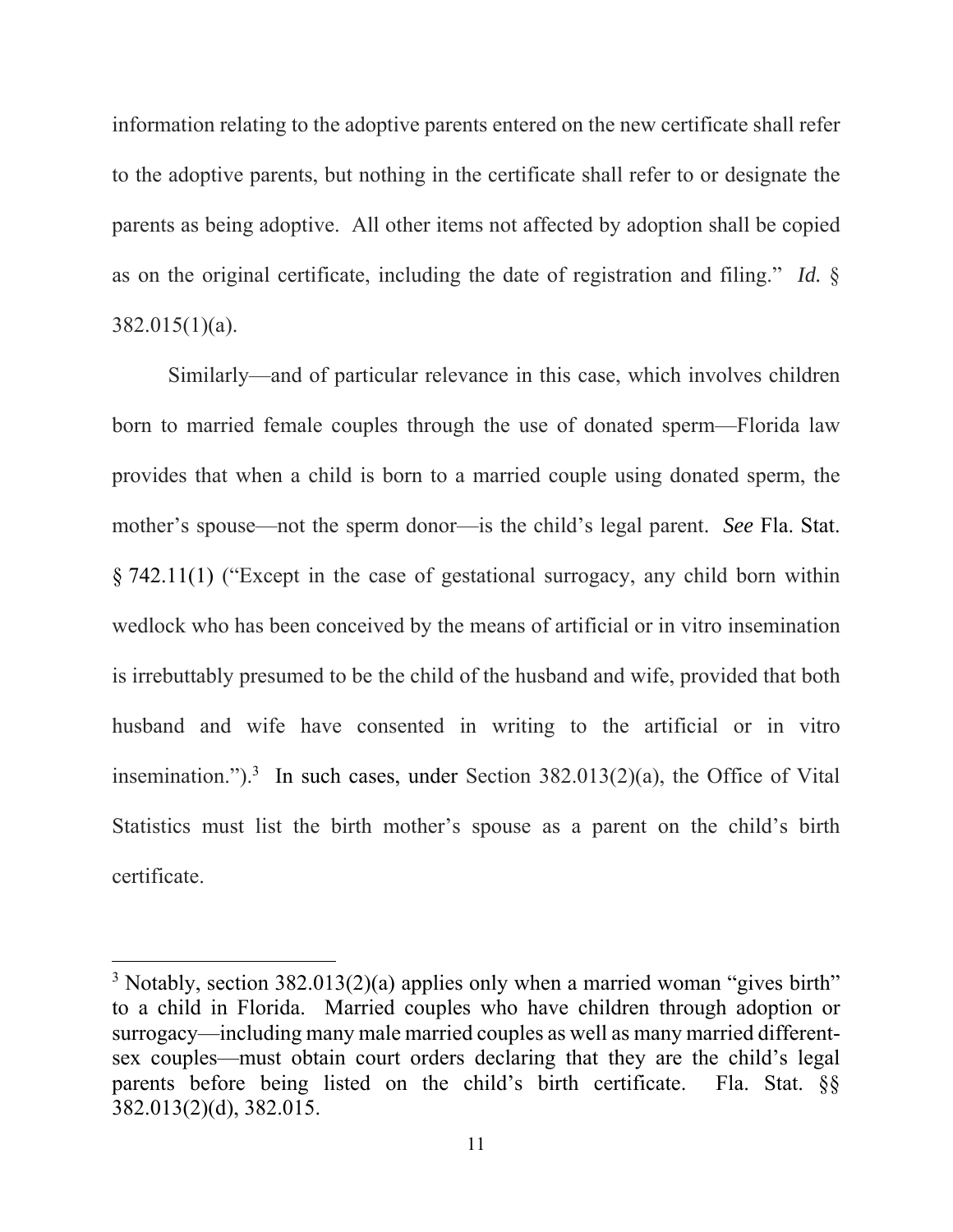information relating to the adoptive parents entered on the new certificate shall refer to the adoptive parents, but nothing in the certificate shall refer to or designate the parents as being adoptive. All other items not affected by adoption shall be copied as on the original certificate, including the date of registration and filing." *Id.* § 382.015(1)(a).

Similarly—and of particular relevance in this case, which involves children born to married female couples through the use of donated sperm—Florida law provides that when a child is born to a married couple using donated sperm, the mother's spouse—not the sperm donor—is the child's legal parent. *See* Fla. Stat. § 742.11(1) ("Except in the case of gestational surrogacy, any child born within wedlock who has been conceived by the means of artificial or in vitro insemination is irrebuttably presumed to be the child of the husband and wife, provided that both husband and wife have consented in writing to the artificial or in vitro insemination.").[3] In such cases, under Section 382.013(2)(a), the Office of Vital Statistics must list the birth mother's spouse as a parent on the child's birth certificate.

[3] Notably, section 382.013(2)(a) applies only when a married woman "gives birth" to a child in Florida. Married couples who have children through adoption or surrogacy—including many male married couples as well as many married different-sex couples—must obtain court orders declaring that they are the child's legal parents before being listed on the child's birth certificate. Fla. Stat. §§ 382.013(2)(d), 382.015.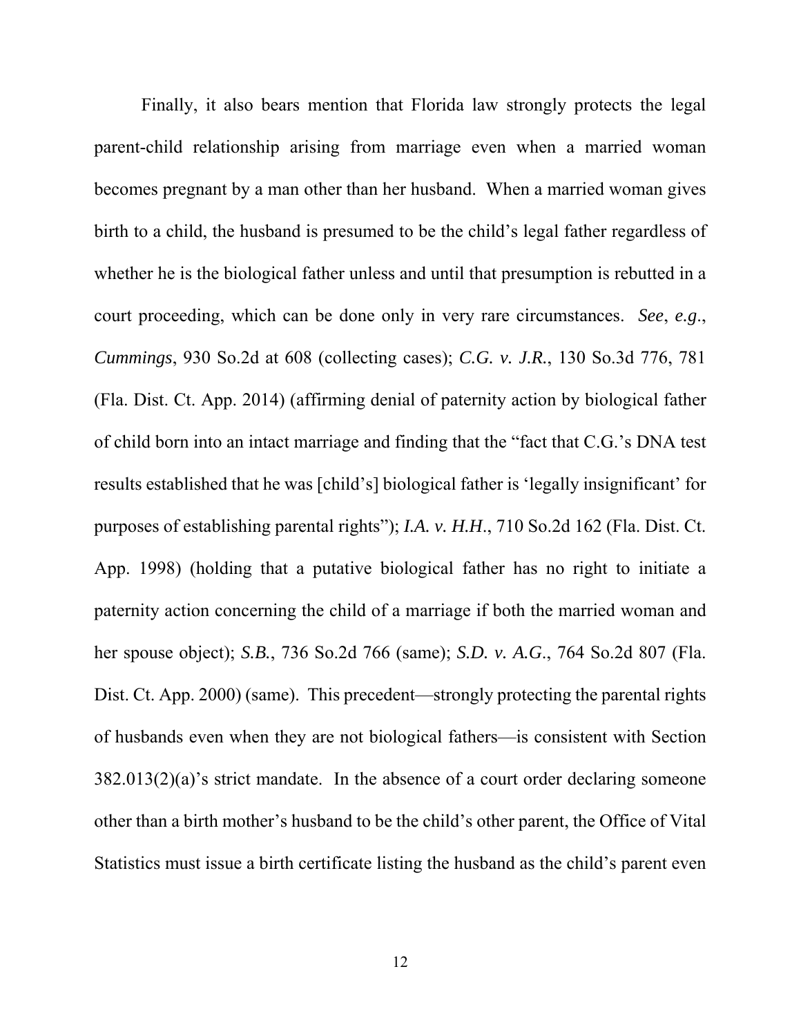Finally, it also bears mention that Florida law strongly protects the legal parent-child relationship arising from marriage even when a married woman becomes pregnant by a man other than her husband. When a married woman gives birth to a child, the husband is presumed to be the child's legal father regardless of whether he is the biological father unless and until that presumption is rebutted in a court proceeding, which can be done only in very rare circumstances. *See*, *e.g*., *Cummings*, 930 So.2d at 608 (collecting cases); *C.G. v. J.R.*, 130 So.3d 776, 781 (Fla. Dist. Ct. App. 2014) (affirming denial of paternity action by biological father of child born into an intact marriage and finding that the "fact that C.G.'s DNA test results established that he was [child's] biological father is 'legally insignificant' for purposes of establishing parental rights"); *I.A. v. H.H*., 710 So.2d 162 (Fla. Dist. Ct. App. 1998) (holding that a putative biological father has no right to initiate a paternity action concerning the child of a marriage if both the married woman and her spouse object); *S.B.*, 736 So.2d 766 (same); *S.D. v. A.G*., 764 So.2d 807 (Fla. Dist. Ct. App. 2000) (same). This precedent—strongly protecting the parental rights of husbands even when they are not biological fathers—is consistent with Section 382.013(2)(a)'s strict mandate. In the absence of a court order declaring someone other than a birth mother's husband to be the child's other parent, the Office of Vital Statistics must issue a birth certificate listing the husband as the child's parent even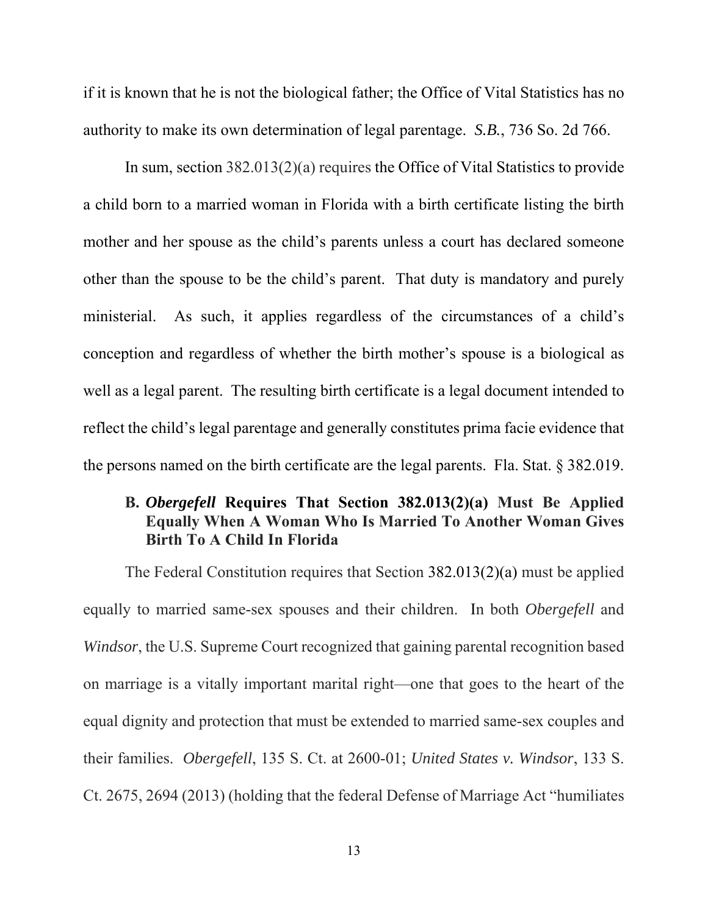if it is known that he is not the biological father; the Office of Vital Statistics has no authority to make its own determination of legal parentage. *S.B.*, 736 So. 2d 766.

In sum, section 382.013(2)(a) requires the Office of Vital Statistics to provide a child born to a married woman in Florida with a birth certificate listing the birth mother and her spouse as the child's parents unless a court has declared someone other than the spouse to be the child's parent. That duty is mandatory and purely ministerial. As such, it applies regardless of the circumstances of a child's conception and regardless of whether the birth mother's spouse is a biological as well as a legal parent. The resulting birth certificate is a legal document intended to reflect the child's legal parentage and generally constitutes prima facie evidence that the persons named on the birth certificate are the legal parents. Fla. Stat. § 382.019.

### B. *Obergefell* Requires That Section 382.013(2)(a) Must Be Applied Equally When A Woman Who Is Married To Another Woman Gives Birth To A Child In Florida

The Federal Constitution requires that Section 382.013(2)(a) must be applied equally to married same-sex spouses and their children. In both *Obergefell* and *Windsor*, the U.S. Supreme Court recognized that gaining parental recognition based on marriage is a vitally important marital right—one that goes to the heart of the equal dignity and protection that must be extended to married same-sex couples and their families. *Obergefell*, 135 S. Ct. at 2600-01; *United States v. Windsor*, 133 S. Ct. 2675, 2694 (2013) (holding that the federal Defense of Marriage Act "humiliates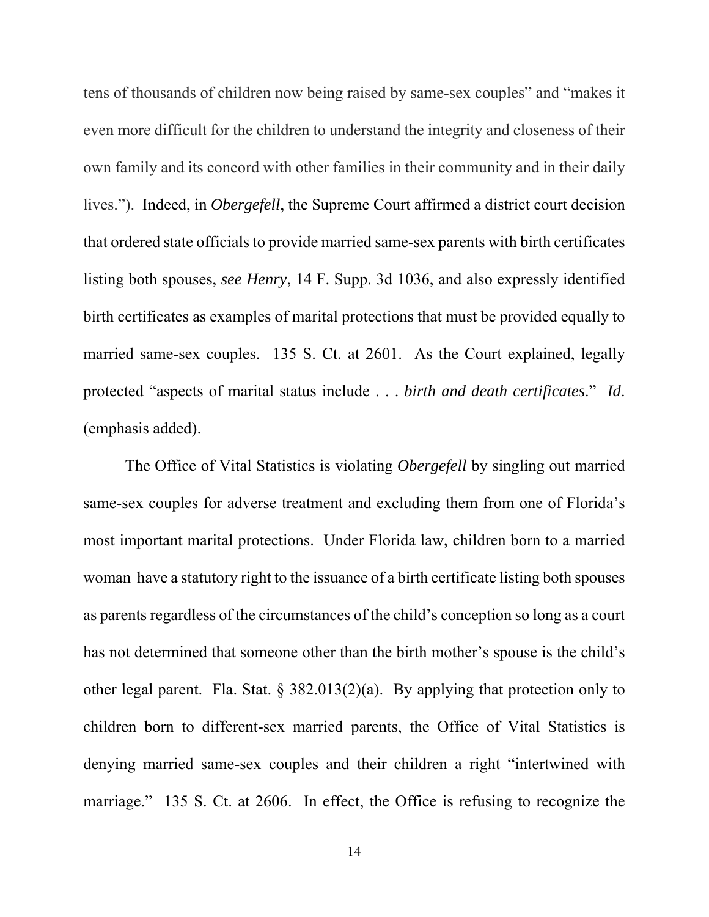tens of thousands of children now being raised by same-sex couples" and "makes it even more difficult for the children to understand the integrity and closeness of their own family and its concord with other families in their community and in their daily lives."). Indeed, in *Obergefell*, the Supreme Court affirmed a district court decision that ordered state officials to provide married same-sex parents with birth certificates listing both spouses, *see Henry*, 14 F. Supp. 3d 1036, and also expressly identified birth certificates as examples of marital protections that must be provided equally to married same-sex couples. 135 S. Ct. at 2601. As the Court explained, legally protected "aspects of marital status include . . . *birth and death certificates*." *Id*. (emphasis added).

The Office of Vital Statistics is violating *Obergefell* by singling out married same-sex couples for adverse treatment and excluding them from one of Florida's most important marital protections. Under Florida law, children born to a married woman have a statutory right to the issuance of a birth certificate listing both spouses as parents regardless of the circumstances of the child's conception so long as a court has not determined that someone other than the birth mother's spouse is the child's other legal parent. Fla. Stat. § 382.013(2)(a). By applying that protection only to children born to different-sex married parents, the Office of Vital Statistics is denying married same-sex couples and their children a right "intertwined with marriage." 135 S. Ct. at 2606. In effect, the Office is refusing to recognize the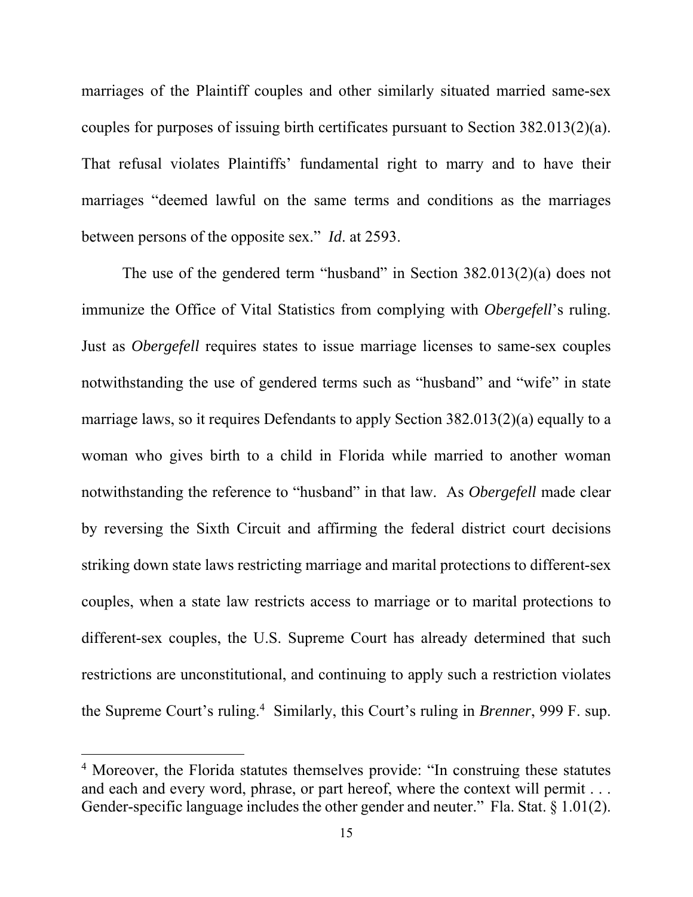marriages of the Plaintiff couples and other similarly situated married same-sex couples for purposes of issuing birth certificates pursuant to Section 382.013(2)(a). That refusal violates Plaintiffs' fundamental right to marry and to have their marriages "deemed lawful on the same terms and conditions as the marriages between persons of the opposite sex." *Id*. at 2593.

The use of the gendered term "husband" in Section 382.013(2)(a) does not immunize the Office of Vital Statistics from complying with *Obergefell*'s ruling. Just as *Obergefell* requires states to issue marriage licenses to same-sex couples notwithstanding the use of gendered terms such as "husband" and "wife" in state marriage laws, so it requires Defendants to apply Section 382.013(2)(a) equally to a woman who gives birth to a child in Florida while married to another woman notwithstanding the reference to "husband" in that law. As *Obergefell* made clear by reversing the Sixth Circuit and affirming the federal district court decisions striking down state laws restricting marriage and marital protections to different-sex couples, when a state law restricts access to marriage or to marital protections to different-sex couples, the U.S. Supreme Court has already determined that such restrictions are unconstitutional, and continuing to apply such a restriction violates the Supreme Court's ruling.[4] Similarly, this Court's ruling in *Brenner*, 999 F. sup.

---

[4] Moreover, the Florida statutes themselves provide: "In construing these statutes and each and every word, phrase, or part hereof, where the context will permit . . . Gender-specific language includes the other gender and neuter." Fla. Stat. § 1.01(2).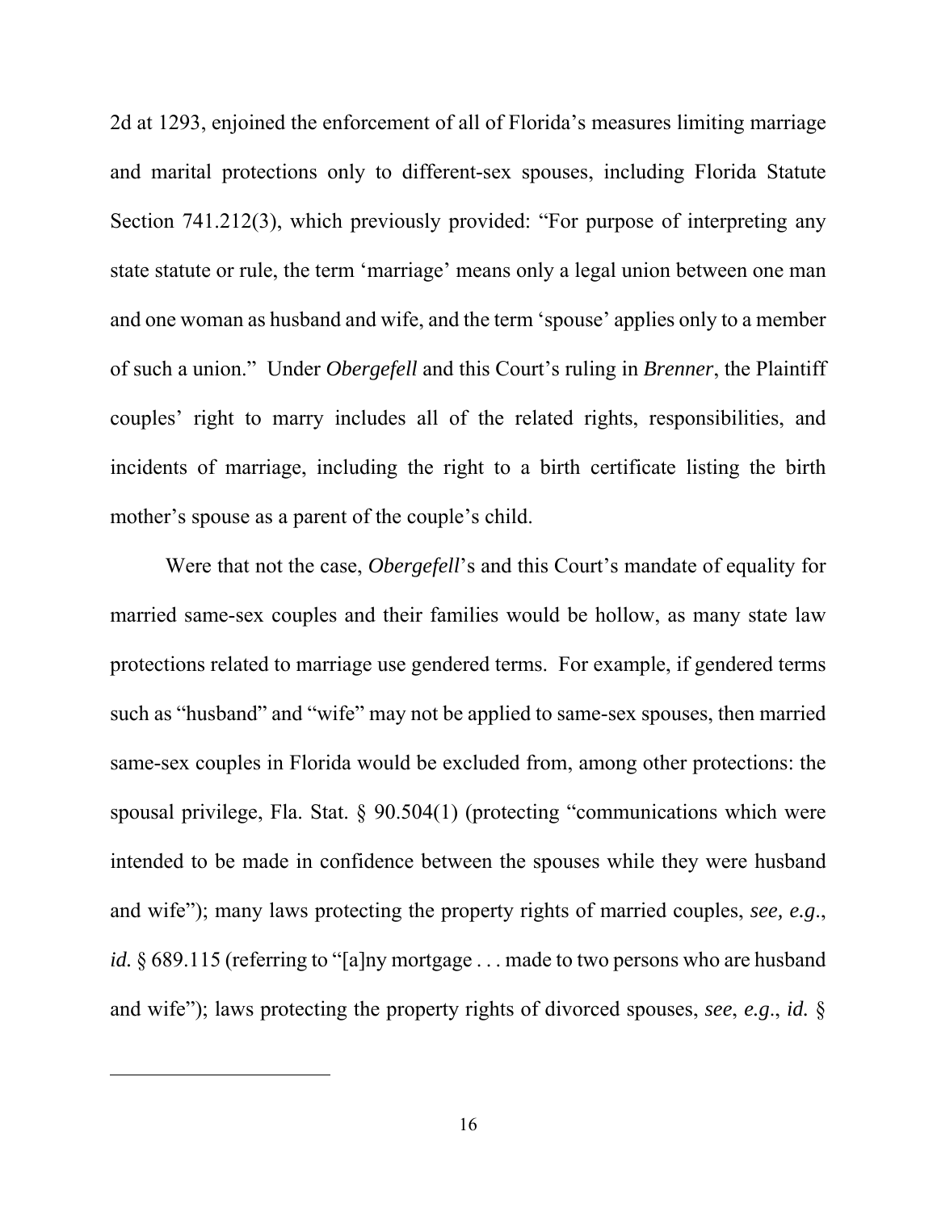2d at 1293, enjoined the enforcement of all of Florida's measures limiting marriage and marital protections only to different-sex spouses, including Florida Statute Section 741.212(3), which previously provided: "For purpose of interpreting any state statute or rule, the term 'marriage' means only a legal union between one man and one woman as husband and wife, and the term 'spouse' applies only to a member of such a union." Under *Obergefell* and this Court's ruling in *Brenner*, the Plaintiff couples' right to marry includes all of the related rights, responsibilities, and incidents of marriage, including the right to a birth certificate listing the birth mother's spouse as a parent of the couple's child.

Were that not the case, *Obergefell*'s and this Court's mandate of equality for married same-sex couples and their families would be hollow, as many state law protections related to marriage use gendered terms. For example, if gendered terms such as "husband" and "wife" may not be applied to same-sex spouses, then married same-sex couples in Florida would be excluded from, among other protections: the spousal privilege, Fla. Stat. § 90.504(1) (protecting "communications which were intended to be made in confidence between the spouses while they were husband and wife"); many laws protecting the property rights of married couples, *see, e.g.*, *id.* § 689.115 (referring to "[a]ny mortgage . . . made to two persons who are husband and wife"); laws protecting the property rights of divorced spouses, *see*, *e.g.*, *id.* §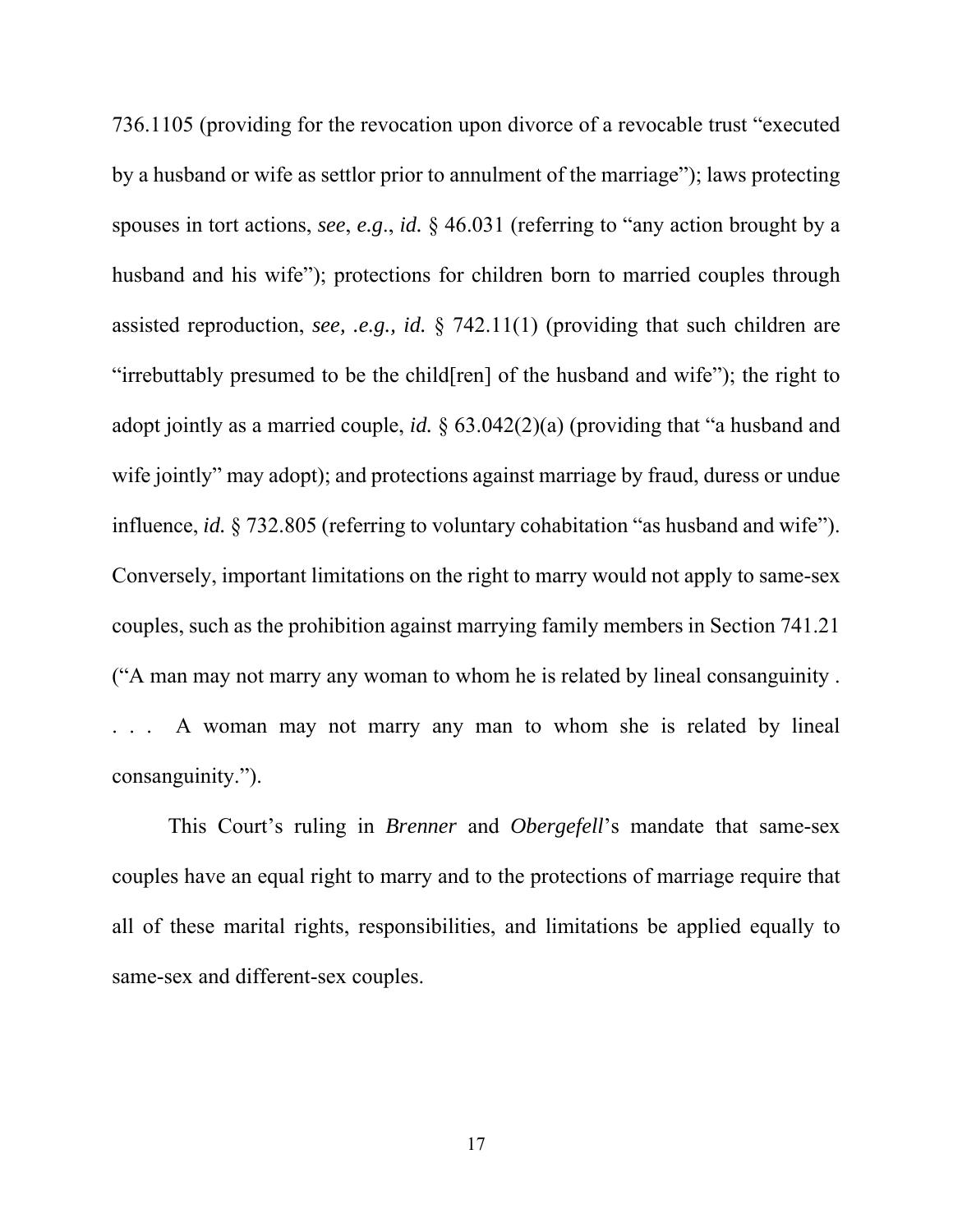736.1105 (providing for the revocation upon divorce of a revocable trust "executed by a husband or wife as settlor prior to annulment of the marriage"); laws protecting spouses in tort actions, *see*, *e.g.*, *id.* § 46.031 (referring to "any action brought by a husband and his wife"); protections for children born to married couples through assisted reproduction, *see, .e.g., id.* § 742.11(1) (providing that such children are "irrebuttably presumed to be the child[ren] of the husband and wife"); the right to adopt jointly as a married couple, *id.* § 63.042(2)(a) (providing that "a husband and wife jointly" may adopt); and protections against marriage by fraud, duress or undue influence, *id.* § 732.805 (referring to voluntary cohabitation "as husband and wife"). Conversely, important limitations on the right to marry would not apply to same-sex couples, such as the prohibition against marrying family members in Section 741.21 ("A man may not marry any woman to whom he is related by lineal consanguinity . . . . A woman may not marry any man to whom she is related by lineal consanguinity.").

This Court's ruling in *Brenner* and *Obergefell*'s mandate that same-sex couples have an equal right to marry and to the protections of marriage require that all of these marital rights, responsibilities, and limitations be applied equally to same-sex and different-sex couples.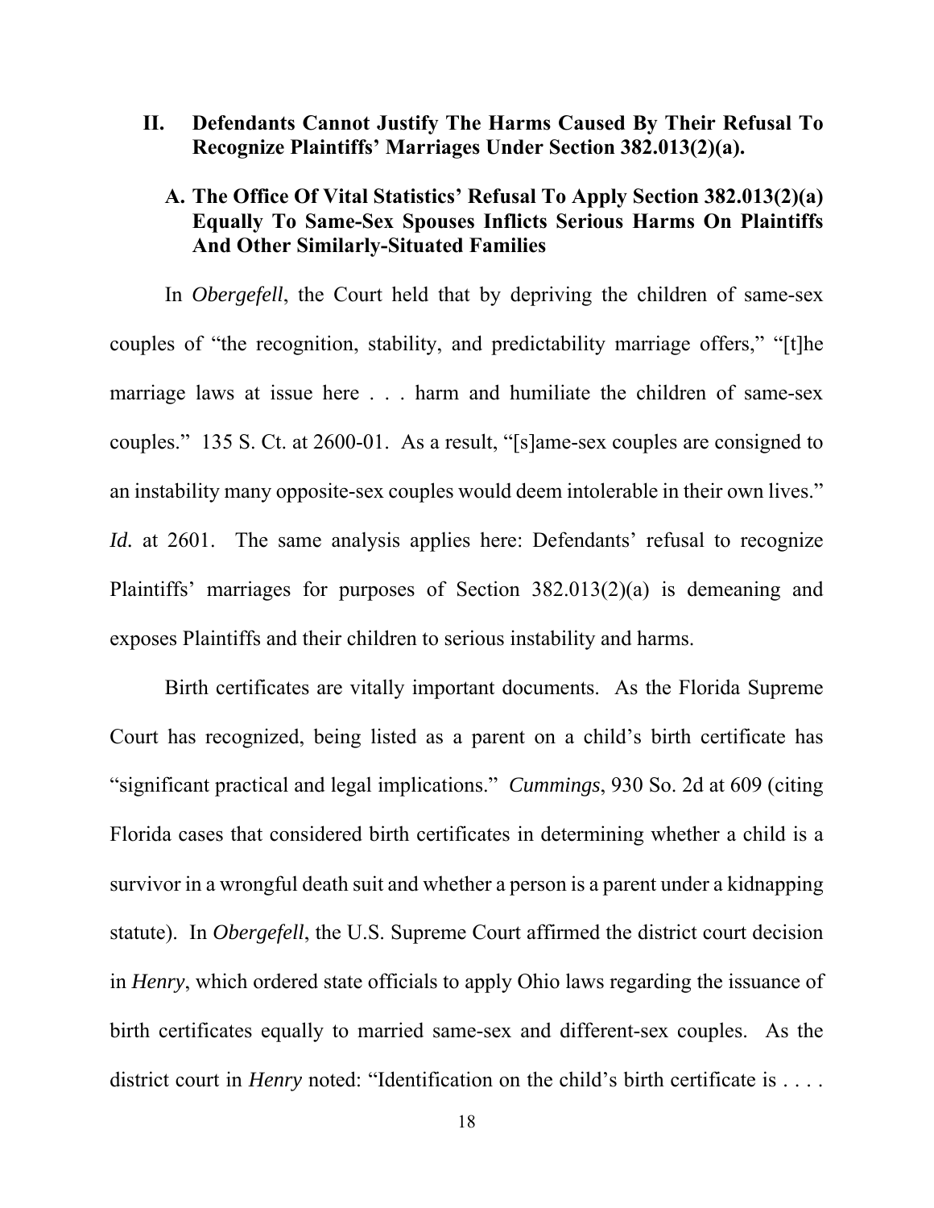## II. Defendants Cannot Justify The Harms Caused By Their Refusal To Recognize Plaintiffs' Marriages Under Section 382.013(2)(a).

### A. The Office Of Vital Statistics' Refusal To Apply Section 382.013(2)(a) Equally To Same-Sex Spouses Inflicts Serious Harms On Plaintiffs And Other Similarly-Situated Families

In *Obergefell*, the Court held that by depriving the children of same-sex couples of "the recognition, stability, and predictability marriage offers," "[t]he marriage laws at issue here . . . harm and humiliate the children of same-sex couples." 135 S. Ct. at 2600-01. As a result, "[s]ame-sex couples are consigned to an instability many opposite-sex couples would deem intolerable in their own lives." *Id.* at 2601. The same analysis applies here: Defendants' refusal to recognize Plaintiffs' marriages for purposes of Section 382.013(2)(a) is demeaning and exposes Plaintiffs and their children to serious instability and harms.

Birth certificates are vitally important documents. As the Florida Supreme Court has recognized, being listed as a parent on a child's birth certificate has "significant practical and legal implications." *Cummings*, 930 So. 2d at 609 (citing Florida cases that considered birth certificates in determining whether a child is a survivor in a wrongful death suit and whether a person is a parent under a kidnapping statute). In *Obergefell*, the U.S. Supreme Court affirmed the district court decision in *Henry*, which ordered state officials to apply Ohio laws regarding the issuance of birth certificates equally to married same-sex and different-sex couples. As the district court in *Henry* noted: "Identification on the child's birth certificate is . . . .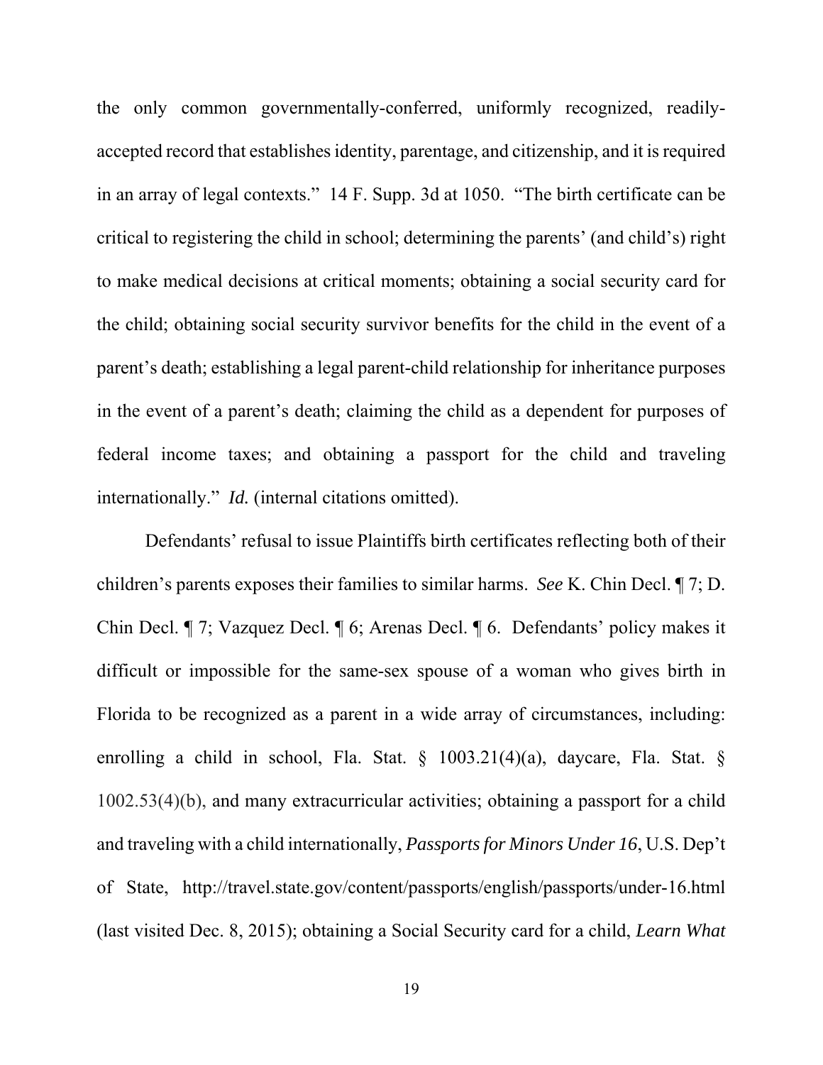the only common governmentally-conferred, uniformly recognized, readily-accepted record that establishes identity, parentage, and citizenship, and it is required in an array of legal contexts." 14 F. Supp. 3d at 1050. "The birth certificate can be critical to registering the child in school; determining the parents' (and child's) right to make medical decisions at critical moments; obtaining a social security card for the child; obtaining social security survivor benefits for the child in the event of a parent's death; establishing a legal parent-child relationship for inheritance purposes in the event of a parent's death; claiming the child as a dependent for purposes of federal income taxes; and obtaining a passport for the child and traveling internationally." *Id.* (internal citations omitted).

Defendants' refusal to issue Plaintiffs birth certificates reflecting both of their children's parents exposes their families to similar harms. *See* K. Chin Decl. ¶ 7; D. Chin Decl. ¶ 7; Vazquez Decl. ¶ 6; Arenas Decl. ¶ 6. Defendants' policy makes it difficult or impossible for the same-sex spouse of a woman who gives birth in Florida to be recognized as a parent in a wide array of circumstances, including: enrolling a child in school, Fla. Stat. § 1003.21(4)(a), daycare, Fla. Stat. § 1002.53(4)(b), and many extracurricular activities; obtaining a passport for a child and traveling with a child internationally, *Passports for Minors Under 16*, U.S. Dep't of State, http://travel.state.gov/content/passports/english/passports/under-16.html (last visited Dec. 8, 2015); obtaining a Social Security card for a child, *Learn What*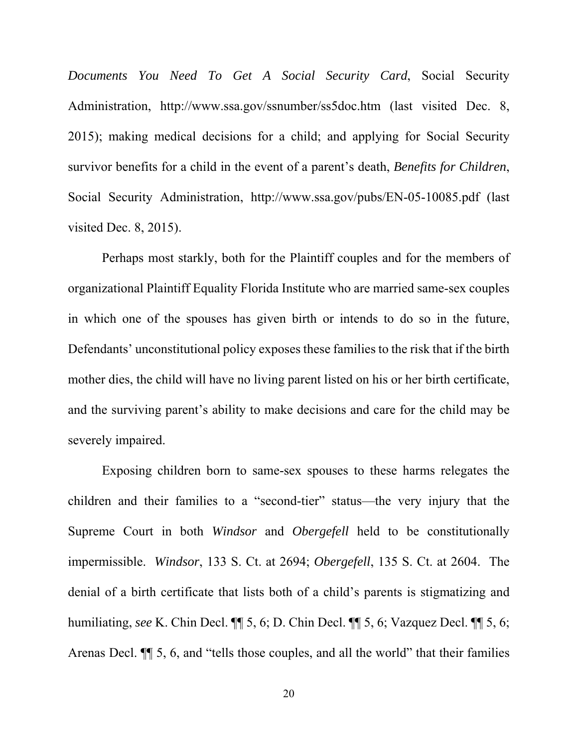*Documents You Need To Get A Social Security Card*, Social Security Administration, http://www.ssa.gov/ssnumber/ss5doc.htm (last visited Dec. 8, 2015); making medical decisions for a child; and applying for Social Security survivor benefits for a child in the event of a parent's death, *Benefits for Children*, Social Security Administration, http://www.ssa.gov/pubs/EN-05-10085.pdf (last visited Dec. 8, 2015).

Perhaps most starkly, both for the Plaintiff couples and for the members of organizational Plaintiff Equality Florida Institute who are married same-sex couples in which one of the spouses has given birth or intends to do so in the future, Defendants' unconstitutional policy exposes these families to the risk that if the birth mother dies, the child will have no living parent listed on his or her birth certificate, and the surviving parent's ability to make decisions and care for the child may be severely impaired.

Exposing children born to same-sex spouses to these harms relegates the children and their families to a "second-tier" status—the very injury that the Supreme Court in both *Windsor* and *Obergefell* held to be constitutionally impermissible. *Windsor*, 133 S. Ct. at 2694; *Obergefell*, 135 S. Ct. at 2604. The denial of a birth certificate that lists both of a child's parents is stigmatizing and humiliating, ***see*** K. Chin Decl. ¶¶ 5, 6; D. Chin Decl. ¶¶ 5, 6; Vazquez Decl. ¶¶ 5, 6; Arenas Decl. ¶¶ 5, 6, and "tells those couples, and all the world" that their families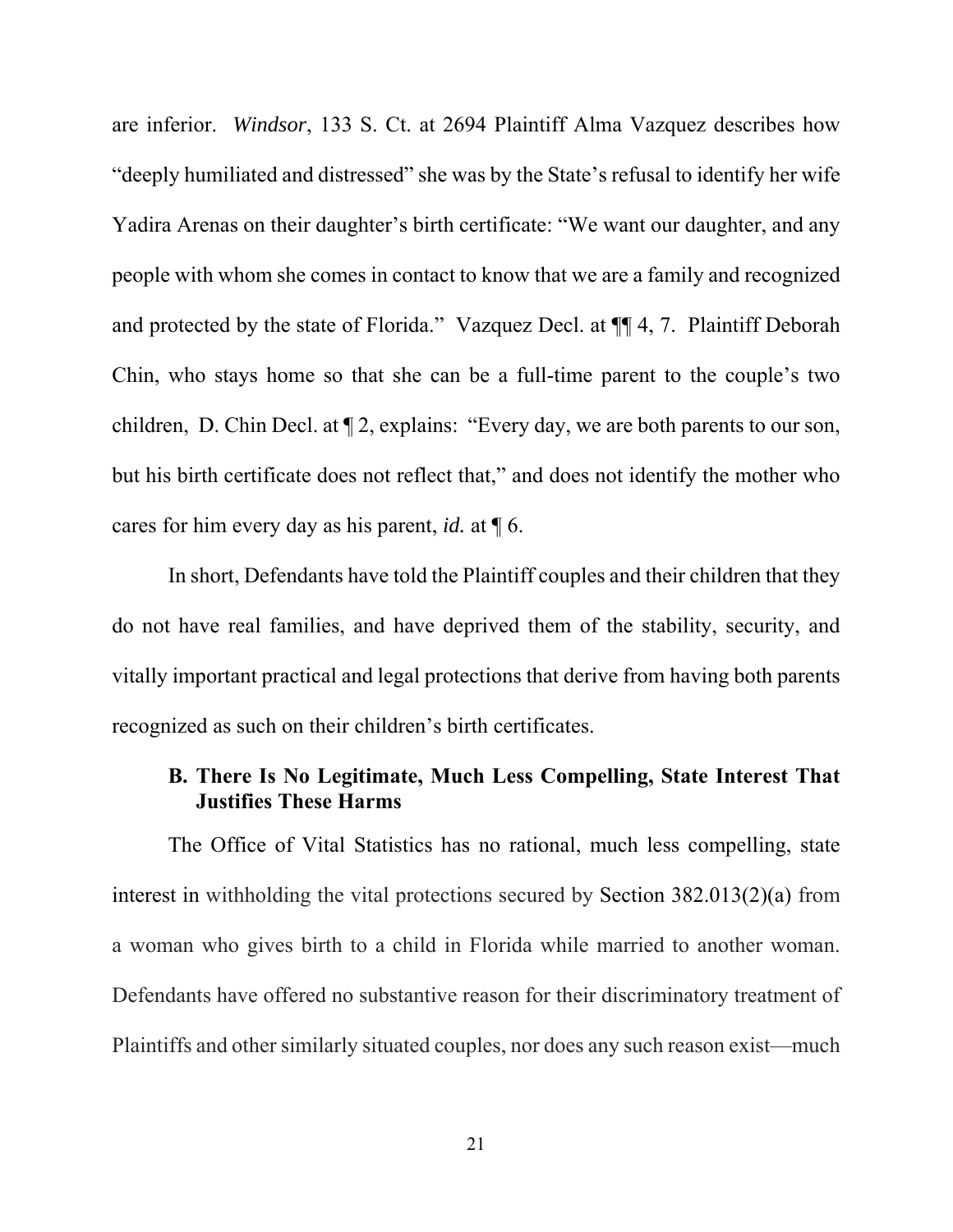are inferior. *Windsor*, 133 S. Ct. at 2694 Plaintiff Alma Vazquez describes how "deeply humiliated and distressed" she was by the State's refusal to identify her wife Yadira Arenas on their daughter's birth certificate: "We want our daughter, and any people with whom she comes in contact to know that we are a family and recognized and protected by the state of Florida." Vazquez Decl. at ¶¶ 4, 7. Plaintiff Deborah Chin, who stays home so that she can be a full-time parent to the couple's two children, D. Chin Decl. at ¶ 2, explains: "Every day, we are both parents to our son, but his birth certificate does not reflect that," and does not identify the mother who cares for him every day as his parent, *id.* at ¶ 6.

In short, Defendants have told the Plaintiff couples and their children that they do not have real families, and have deprived them of the stability, security, and vitally important practical and legal protections that derive from having both parents recognized as such on their children's birth certificates.

### B. There Is No Legitimate, Much Less Compelling, State Interest That Justifies These Harms

The Office of Vital Statistics has no rational, much less compelling, state interest in withholding the vital protections secured by Section 382.013(2)(a) from a woman who gives birth to a child in Florida while married to another woman. Defendants have offered no substantive reason for their discriminatory treatment of Plaintiffs and other similarly situated couples, nor does any such reason exist—much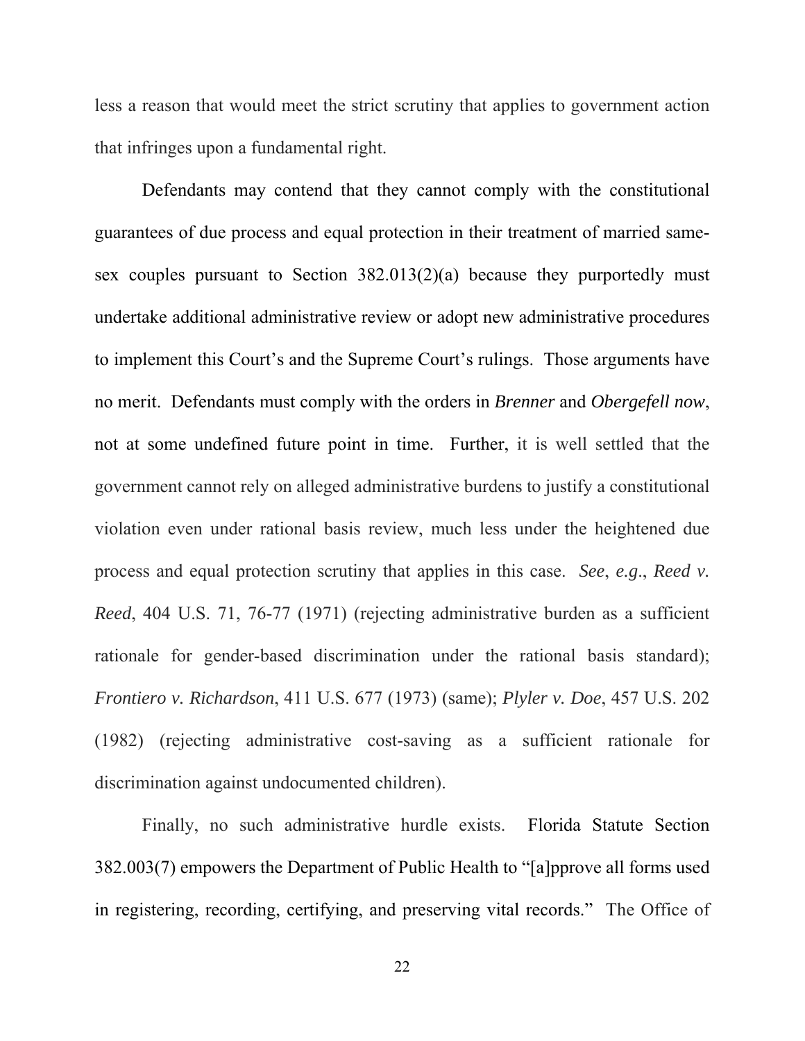less a reason that would meet the strict scrutiny that applies to government action that infringes upon a fundamental right.

Defendants may contend that they cannot comply with the constitutional guarantees of due process and equal protection in their treatment of married same-sex couples pursuant to Section 382.013(2)(a) because they purportedly must undertake additional administrative review or adopt new administrative procedures to implement this Court's and the Supreme Court's rulings. Those arguments have no merit. Defendants must comply with the orders in *Brenner* and *Obergefell now*, not at some undefined future point in time. Further, it is well settled that the government cannot rely on alleged administrative burdens to justify a constitutional violation even under rational basis review, much less under the heightened due process and equal protection scrutiny that applies in this case. *See*, *e.g.*, *Reed v. Reed*, 404 U.S. 71, 76-77 (1971) (rejecting administrative burden as a sufficient rationale for gender-based discrimination under the rational basis standard); *Frontiero v. Richardson*, 411 U.S. 677 (1973) (same); *Plyler v. Doe*, 457 U.S. 202 (1982) (rejecting administrative cost-saving as a sufficient rationale for discrimination against undocumented children).

Finally, no such administrative hurdle exists. Florida Statute Section 382.003(7) empowers the Department of Public Health to "[a]pprove all forms used in registering, recording, certifying, and preserving vital records." The Office of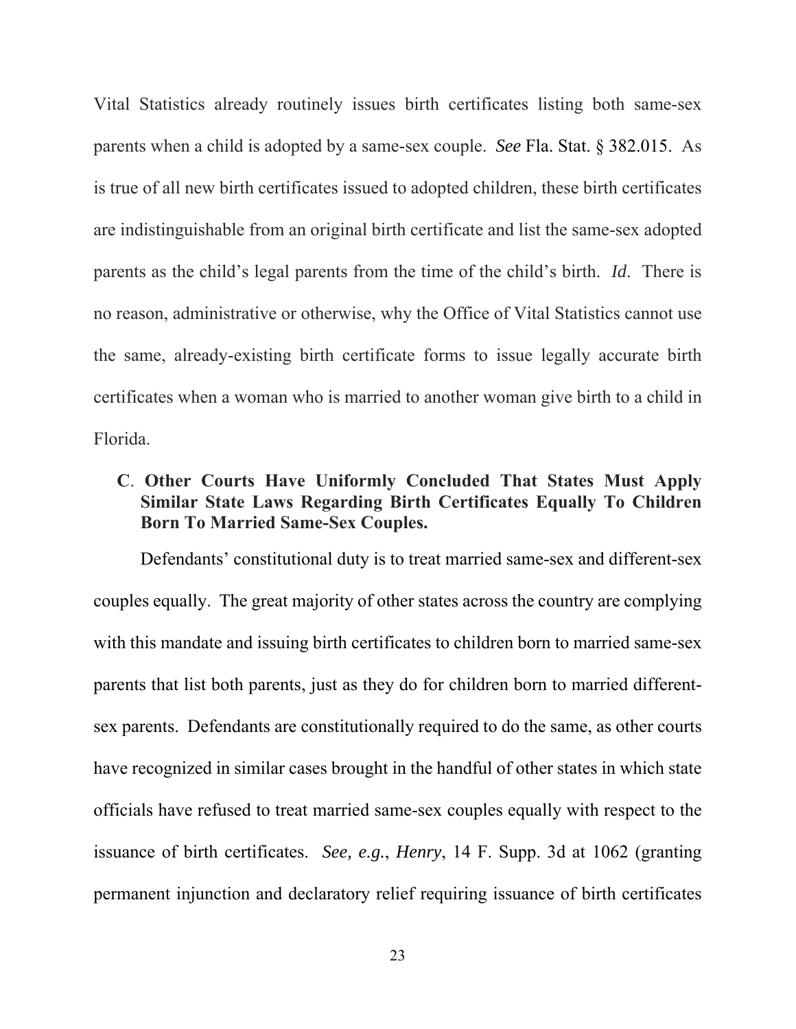Vital Statistics already routinely issues birth certificates listing both same-sex parents when a child is adopted by a same-sex couple. *See* Fla. Stat. § 382.015. As is true of all new birth certificates issued to adopted children, these birth certificates are indistinguishable from an original birth certificate and list the same-sex adopted parents as the child's legal parents from the time of the child's birth. *Id*. There is no reason, administrative or otherwise, why the Office of Vital Statistics cannot use the same, already-existing birth certificate forms to issue legally accurate birth certificates when a woman who is married to another woman give birth to a child in Florida.

### C. Other Courts Have Uniformly Concluded That States Must Apply Similar State Laws Regarding Birth Certificates Equally To Children Born To Married Same-Sex Couples.

Defendants' constitutional duty is to treat married same-sex and different-sex couples equally. The great majority of other states across the country are complying with this mandate and issuing birth certificates to children born to married same-sex parents that list both parents, just as they do for children born to married different-sex parents. Defendants are constitutionally required to do the same, as other courts have recognized in similar cases brought in the handful of other states in which state officials have refused to treat married same-sex couples equally with respect to the issuance of birth certificates. *See, e.g.*, *Henry*, 14 F. Supp. 3d at 1062 (granting permanent injunction and declaratory relief requiring issuance of birth certificates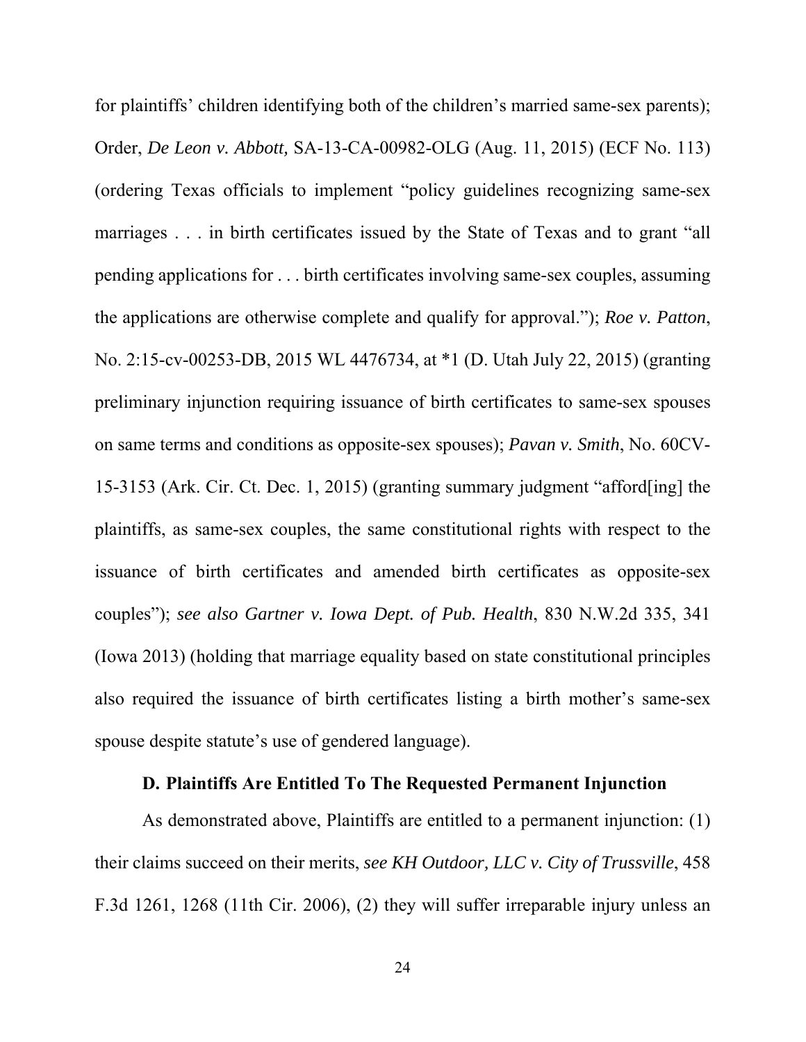for plaintiffs' children identifying both of the children's married same-sex parents); Order, *De Leon v. Abbott,* SA-13-CA-00982-OLG (Aug. 11, 2015) (ECF No. 113) (ordering Texas officials to implement "policy guidelines recognizing same-sex marriages . . . in birth certificates issued by the State of Texas and to grant "all pending applications for . . . birth certificates involving same-sex couples, assuming the applications are otherwise complete and qualify for approval."); *Roe v. Patton*, No. 2:15-cv-00253-DB, 2015 WL 4476734, at *1 (D. Utah July 22, 2015) (granting preliminary injunction requiring issuance of birth certificates to same-sex spouses on same terms and conditions as opposite-sex spouses); *Pavan v. Smith*, No. 60CV-15-3153 (Ark. Cir. Ct. Dec. 1, 2015) (granting summary judgment "afford[ing] the plaintiffs, as same-sex couples, the same constitutional rights with respect to the issuance of birth certificates and amended birth certificates as opposite-sex couples"); *see also Gartner v. Iowa Dept. of Pub. Health*, 830 N.W.2d 335, 341 (Iowa 2013) (holding that marriage equality based on state constitutional principles also required the issuance of birth certificates listing a birth mother's same-sex spouse despite statute's use of gendered language).

### D. Plaintiffs Are Entitled To The Requested Permanent Injunction

As demonstrated above, Plaintiffs are entitled to a permanent injunction: (1) their claims succeed on their merits, *see KH Outdoor, LLC v. City of Trussville*, 458 F.3d 1261, 1268 (11th Cir. 2006), (2) they will suffer irreparable injury unless an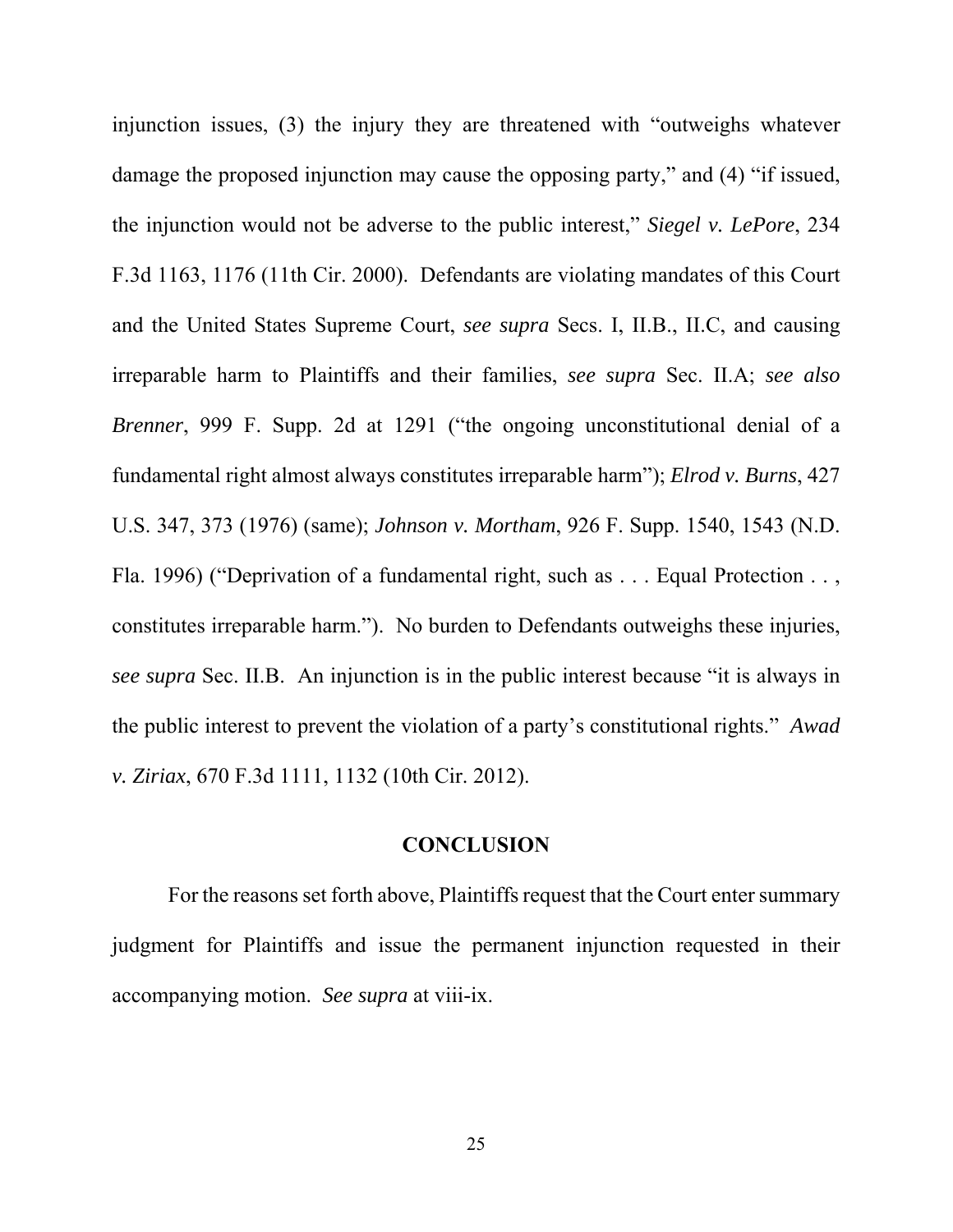injunction issues, (3) the injury they are threatened with "outweighs whatever damage the proposed injunction may cause the opposing party," and (4) "if issued, the injunction would not be adverse to the public interest," *Siegel v. LePore*, 234 F.3d 1163, 1176 (11th Cir. 2000). Defendants are violating mandates of this Court and the United States Supreme Court, *see supra* Secs. I, II.B., II.C, and causing irreparable harm to Plaintiffs and their families, *see supra* Sec. II.A; *see also Brenner*, 999 F. Supp. 2d at 1291 ("the ongoing unconstitutional denial of a fundamental right almost always constitutes irreparable harm"); *Elrod v. Burns*, 427 U.S. 347, 373 (1976) (same); *Johnson v. Mortham*, 926 F. Supp. 1540, 1543 (N.D. Fla. 1996) ("Deprivation of a fundamental right, such as . . . Equal Protection . . , constitutes irreparable harm."). No burden to Defendants outweighs these injuries, *see supra* Sec. II.B. An injunction is in the public interest because "it is always in the public interest to prevent the violation of a party's constitutional rights." *Awad v. Ziriax*, 670 F.3d 1111, 1132 (10th Cir. 2012).

## CONCLUSION

For the reasons set forth above, Plaintiffs request that the Court enter summary judgment for Plaintiffs and issue the permanent injunction requested in their accompanying motion. *See supra* at viii-ix.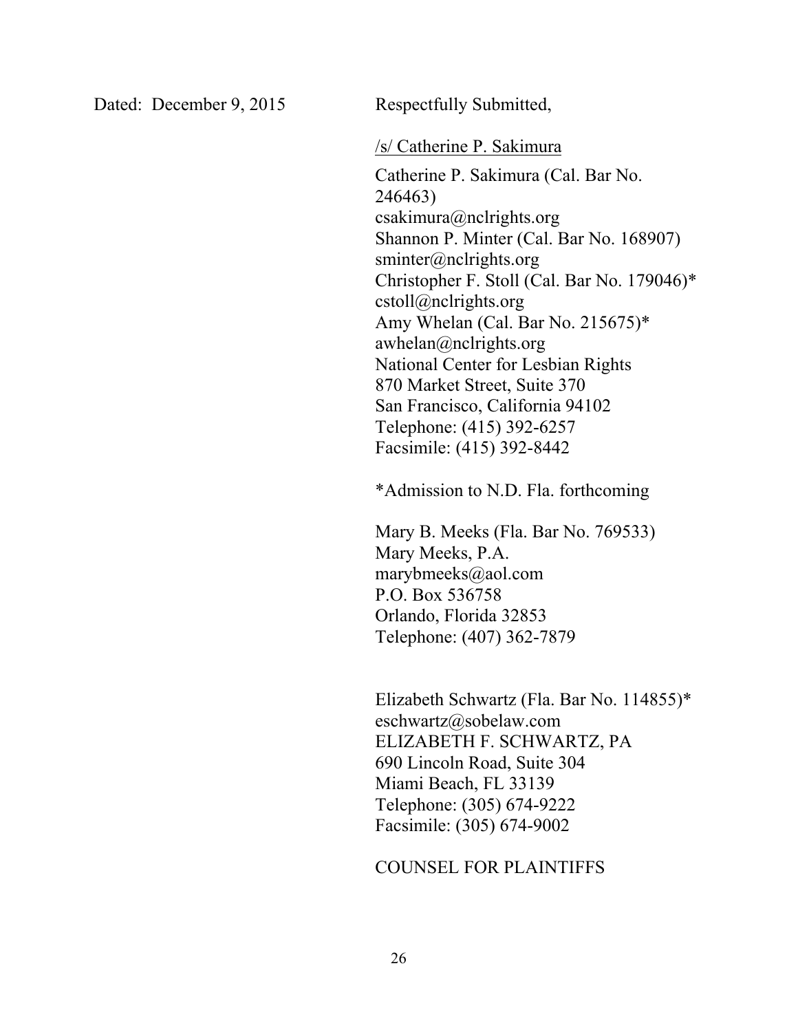Dated: December 9, 2015 Respectfully Submitted,

/s/ Catherine P. Sakimura

Catherine P. Sakimura (Cal. Bar No. 246463)
csakimura@nclrights.org
Shannon P. Minter (Cal. Bar No. 168907)
sminter@nclrights.org
Christopher F. Stoll (Cal. Bar No. 179046)*
cstoll@nclrights.org
Amy Whelan (Cal. Bar No. 215675)*
awhelan@nclrights.org
National Center for Lesbian Rights
870 Market Street, Suite 370
San Francisco, California 94102
Telephone: (415) 392-6257
Facsimile: (415) 392-8442

*Admission to N.D. Fla. forthcoming

Mary B. Meeks (Fla. Bar No. 769533)
Mary Meeks, P.A.
marybmeeks@aol.com
P.O. Box 536758
Orlando, Florida 32853
Telephone: (407) 362-7879

Elizabeth Schwartz (Fla. Bar No. 114855)*
eschwartz@sobelaw.com
ELIZABETH F. SCHWARTZ, PA
690 Lincoln Road, Suite 304
Miami Beach, FL 33139
Telephone: (305) 674-9222
Facsimile: (305) 674-9002

COUNSEL FOR PLAINTIFFS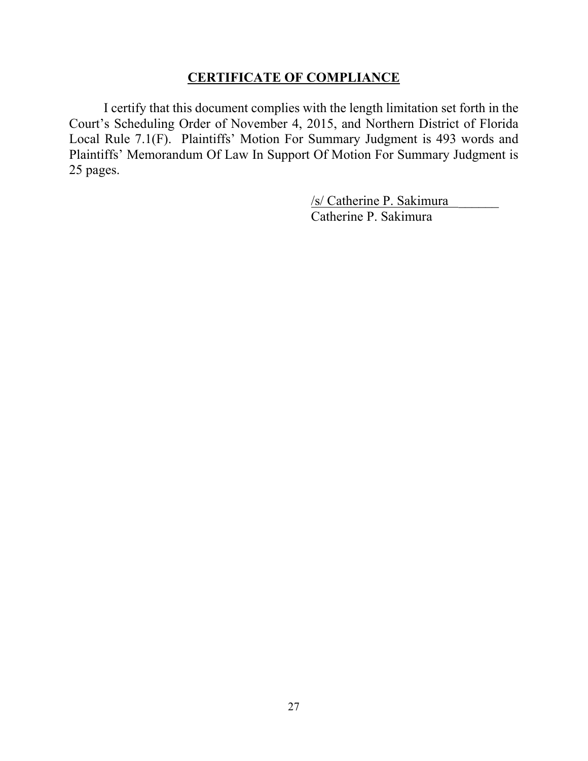## CERTIFICATE OF COMPLIANCE

I certify that this document complies with the length limitation set forth in the Court's Scheduling Order of November 4, 2015, and Northern District of Florida Local Rule 7.1(F). Plaintiffs' Motion For Summary Judgment is 493 words and Plaintiffs' Memorandum Of Law In Support Of Motion For Summary Judgment is 25 pages.

/s/ Catherine P. Sakimura
Catherine P. Sakimura